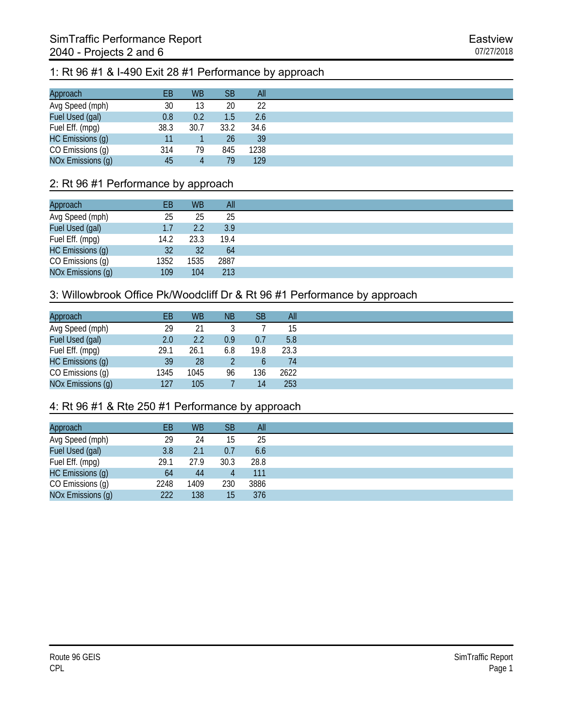# SimTraffic Performance Report
## 2040 - Projects 2 and 6

Eastview
07/27/2018

### 1: Rt 96 #1 & I-490 Exit 28 #1 Performance by approach

| Approach | EB | WB | SB | All |
|---|---|---|---|---|
| Avg Speed (mph) | 30 | 13 | 20 | 22 |
| Fuel Used (gal) | 0.8 | 0.2 | 1.5 | 2.6 |
| Fuel Eff. (mpg) | 38.3 | 30.7 | 33.2 | 34.6 |
| HC Emissions (g) | 11 | 1 | 26 | 39 |
| CO Emissions (g) | 314 | 79 | 845 | 1238 |
| NOx Emissions (g) | 45 | 4 | 79 | 129 |

### 2: Rt 96 #1 Performance by approach

| Approach | EB | WB | All |
|---|---|---|---|
| Avg Speed (mph) | 25 | 25 | 25 |
| Fuel Used (gal) | 1.7 | 2.2 | 3.9 |
| Fuel Eff. (mpg) | 14.2 | 23.3 | 19.4 |
| HC Emissions (g) | 32 | 32 | 64 |
| CO Emissions (g) | 1352 | 1535 | 2887 |
| NOx Emissions (g) | 109 | 104 | 213 |

### 3: Willowbrook Office Pk/Woodcliff Dr & Rt 96 #1 Performance by approach

| Approach | EB | WB | NB | SB | All |
|---|---|---|---|---|---|
| Avg Speed (mph) | 29 | 21 | 3 | 7 | 15 |
| Fuel Used (gal) | 2.0 | 2.2 | 0.9 | 0.7 | 5.8 |
| Fuel Eff. (mpg) | 29.1 | 26.1 | 6.8 | 19.8 | 23.3 |
| HC Emissions (g) | 39 | 28 | 2 | 6 | 74 |
| CO Emissions (g) | 1345 | 1045 | 96 | 136 | 2622 |
| NOx Emissions (g) | 127 | 105 | 7 | 14 | 253 |

### 4: Rt 96 #1 & Rte 250 #1 Performance by approach

| Approach | EB | WB | SB | All |
|---|---|---|---|---|
| Avg Speed (mph) | 29 | 24 | 15 | 25 |
| Fuel Used (gal) | 3.8 | 2.1 | 0.7 | 6.6 |
| Fuel Eff. (mpg) | 29.1 | 27.9 | 30.3 | 28.8 |
| HC Emissions (g) | 64 | 44 | 4 | 111 |
| CO Emissions (g) | 2248 | 1409 | 230 | 3886 |
| NOx Emissions (g) | 222 | 138 | 15 | 376 |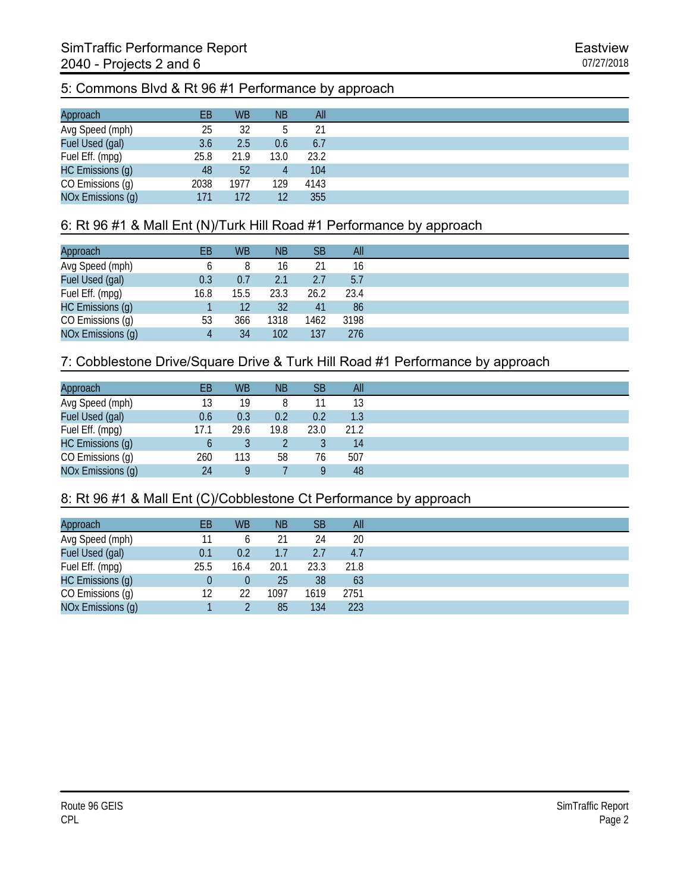## 5: Commons Blvd & Rt 96 #1 Performance by approach

| Approach | EB | WB | NB | All |
|---|---|---|---|---|
| Avg Speed (mph) | 25 | 32 | 5 | 21 |
| Fuel Used (gal) | 3.6 | 2.5 | 0.6 | 6.7 |
| Fuel Eff. (mpg) | 25.8 | 21.9 | 13.0 | 23.2 |
| HC Emissions (g) | 48 | 52 | 4 | 104 |
| CO Emissions (g) | 2038 | 1977 | 129 | 4143 |
| NOx Emissions (g) | 171 | 172 | 12 | 355 |

## 6: Rt 96 #1 & Mall Ent (N)/Turk Hill Road #1 Performance by approach

| Approach | EB | WB | NB | SB | All |
|---|---|---|---|---|---|
| Avg Speed (mph) | 6 | 8 | 16 | 21 | 16 |
| Fuel Used (gal) | 0.3 | 0.7 | 2.1 | 2.7 | 5.7 |
| Fuel Eff. (mpg) | 16.8 | 15.5 | 23.3 | 26.2 | 23.4 |
| HC Emissions (g) | 1 | 12 | 32 | 41 | 86 |
| CO Emissions (g) | 53 | 366 | 1318 | 1462 | 3198 |
| NOx Emissions (g) | 4 | 34 | 102 | 137 | 276 |

## 7: Cobblestone Drive/Square Drive & Turk Hill Road #1 Performance by approach

| Approach | EB | WB | NB | SB | All |
|---|---|---|---|---|---|
| Avg Speed (mph) | 13 | 19 | 8 | 11 | 13 |
| Fuel Used (gal) | 0.6 | 0.3 | 0.2 | 0.2 | 1.3 |
| Fuel Eff. (mpg) | 17.1 | 29.6 | 19.8 | 23.0 | 21.2 |
| HC Emissions (g) | 6 | 3 | 2 | 3 | 14 |
| CO Emissions (g) | 260 | 113 | 58 | 76 | 507 |
| NOx Emissions (g) | 24 | 9 | 7 | 9 | 48 |

## 8: Rt 96 #1 & Mall Ent (C)/Cobblestone Ct Performance by approach

| Approach | EB | WB | NB | SB | All |
|---|---|---|---|---|---|
| Avg Speed (mph) | 11 | 6 | 21 | 24 | 20 |
| Fuel Used (gal) | 0.1 | 0.2 | 1.7 | 2.7 | 4.7 |
| Fuel Eff. (mpg) | 25.5 | 16.4 | 20.1 | 23.3 | 21.8 |
| HC Emissions (g) | 0 | 0 | 25 | 38 | 63 |
| CO Emissions (g) | 12 | 22 | 1097 | 1619 | 2751 |
| NOx Emissions (g) | 1 | 2 | 85 | 134 | 223 |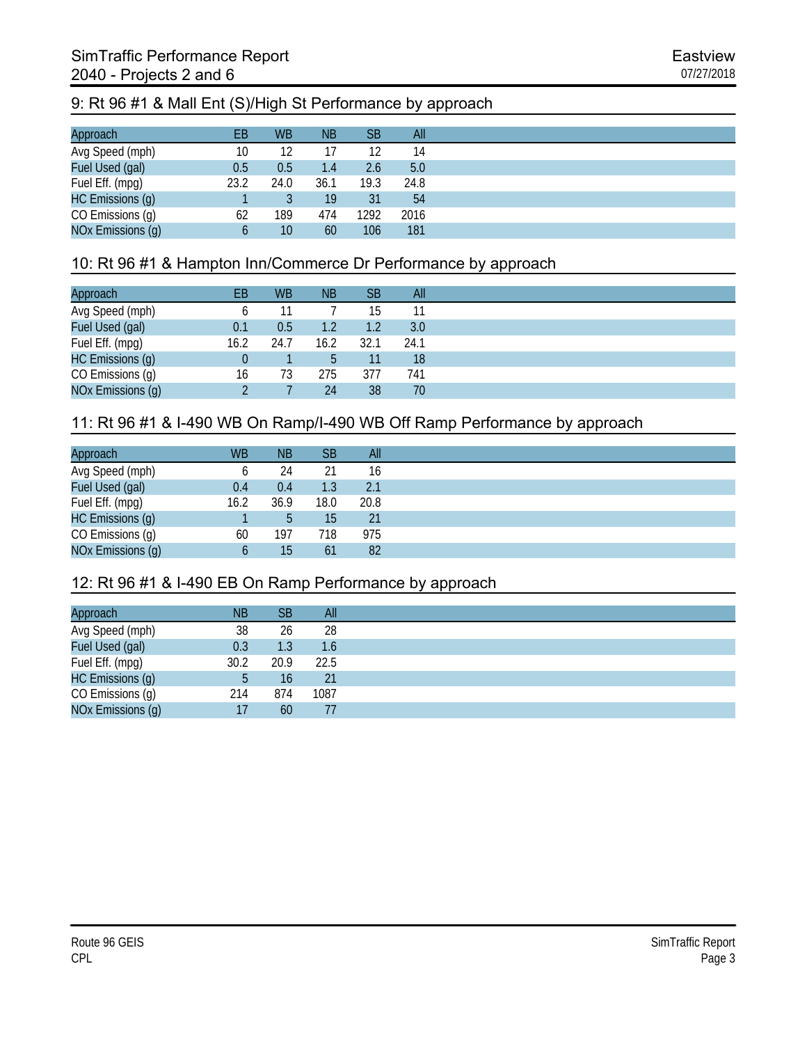## 9: Rt 96 #1 & Mall Ent (S)/High St Performance by approach

| Approach | EB | WB | NB | SB | All |
|---|---|---|---|---|---|
| Avg Speed (mph) | 10 | 12 | 17 | 12 | 14 |
| Fuel Used (gal) | 0.5 | 0.5 | 1.4 | 2.6 | 5.0 |
| Fuel Eff. (mpg) | 23.2 | 24.0 | 36.1 | 19.3 | 24.8 |
| HC Emissions (g) | 1 | 3 | 19 | 31 | 54 |
| CO Emissions (g) | 62 | 189 | 474 | 1292 | 2016 |
| NOx Emissions (g) | 6 | 10 | 60 | 106 | 181 |

## 10: Rt 96 #1 & Hampton Inn/Commerce Dr Performance by approach

| Approach | EB | WB | NB | SB | All |
|---|---|---|---|---|---|
| Avg Speed (mph) | 6 | 11 | 7 | 15 | 11 |
| Fuel Used (gal) | 0.1 | 0.5 | 1.2 | 1.2 | 3.0 |
| Fuel Eff. (mpg) | 16.2 | 24.7 | 16.2 | 32.1 | 24.1 |
| HC Emissions (g) | 0 | 1 | 5 | 11 | 18 |
| CO Emissions (g) | 16 | 73 | 275 | 377 | 741 |
| NOx Emissions (g) | 2 | 7 | 24 | 38 | 70 |

## 11: Rt 96 #1 & I-490 WB On Ramp/I-490 WB Off Ramp Performance by approach

| Approach | WB | NB | SB | All |
|---|---|---|---|---|
| Avg Speed (mph) | 6 | 24 | 21 | 16 |
| Fuel Used (gal) | 0.4 | 0.4 | 1.3 | 2.1 |
| Fuel Eff. (mpg) | 16.2 | 36.9 | 18.0 | 20.8 |
| HC Emissions (g) | 1 | 5 | 15 | 21 |
| CO Emissions (g) | 60 | 197 | 718 | 975 |
| NOx Emissions (g) | 6 | 15 | 61 | 82 |

## 12: Rt 96 #1 & I-490 EB On Ramp Performance by approach

| Approach | NB | SB | All |
|---|---|---|---|
| Avg Speed (mph) | 38 | 26 | 28 |
| Fuel Used (gal) | 0.3 | 1.3 | 1.6 |
| Fuel Eff. (mpg) | 30.2 | 20.9 | 22.5 |
| HC Emissions (g) | 5 | 16 | 21 |
| CO Emissions (g) | 214 | 874 | 1087 |
| NOx Emissions (g) | 17 | 60 | 77 |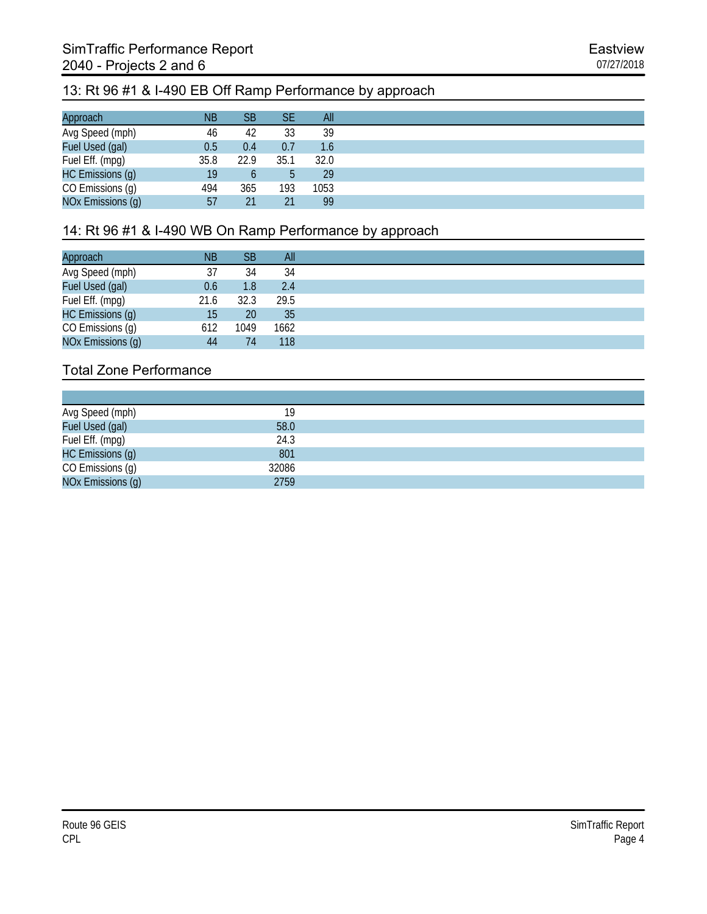## 13: Rt 96 #1 & I-490 EB Off Ramp Performance by approach

| Approach | NB | SB | SE | All |
|---|---|---|---|---|
| Avg Speed (mph) | 46 | 42 | 33 | 39 |
| Fuel Used (gal) | 0.5 | 0.4 | 0.7 | 1.6 |
| Fuel Eff. (mpg) | 35.8 | 22.9 | 35.1 | 32.0 |
| HC Emissions (g) | 19 | 6 | 5 | 29 |
| CO Emissions (g) | 494 | 365 | 193 | 1053 |
| NOx Emissions (g) | 57 | 21 | 21 | 99 |

## 14: Rt 96 #1 & I-490 WB On Ramp Performance by approach

| Approach | NB | SB | All |
|---|---|---|---|
| Avg Speed (mph) | 37 | 34 | 34 |
| Fuel Used (gal) | 0.6 | 1.8 | 2.4 |
| Fuel Eff. (mpg) | 21.6 | 32.3 | 29.5 |
| HC Emissions (g) | 15 | 20 | 35 |
| CO Emissions (g) | 612 | 1049 | 1662 |
| NOx Emissions (g) | 44 | 74 | 118 |

## Total Zone Performance

| | |
|---|---|
| Avg Speed (mph) | 19 |
| Fuel Used (gal) | 58.0 |
| Fuel Eff. (mpg) | 24.3 |
| HC Emissions (g) | 801 |
| CO Emissions (g) | 32086 |
| NOx Emissions (g) | 2759 |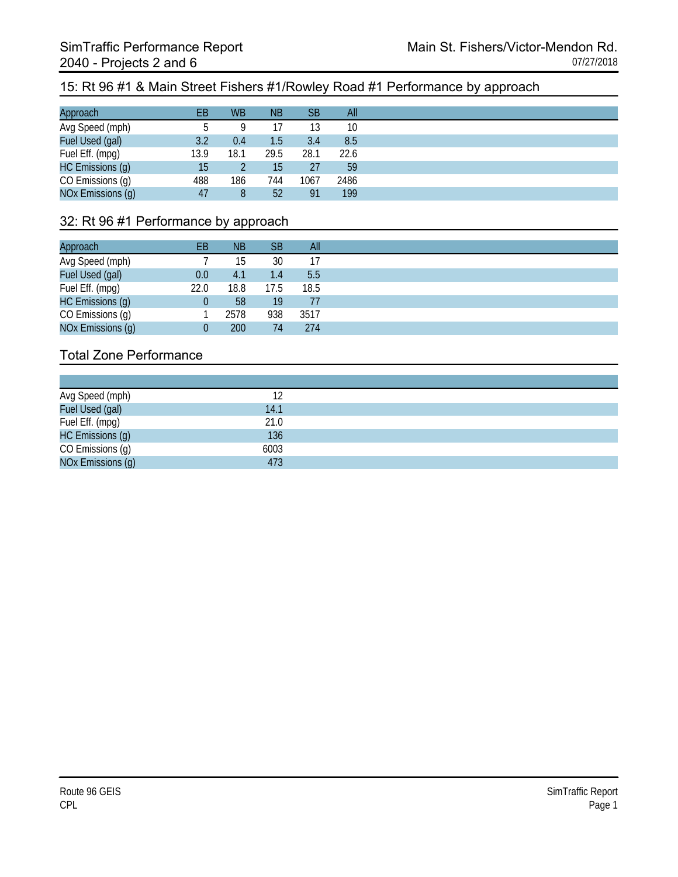SimTraffic Performance Report
2040 - Projects 2 and 6

Main St. Fishers/Victor-Mendon Rd.
07/27/2018

## 15: Rt 96 #1 & Main Street Fishers #1/Rowley Road #1 Performance by approach

| Approach | EB | WB | NB | SB | All |
|---|---|---|---|---|---|
| Avg Speed (mph) | 5 | 9 | 17 | 13 | 10 |
| Fuel Used (gal) | 3.2 | 0.4 | 1.5 | 3.4 | 8.5 |
| Fuel Eff. (mpg) | 13.9 | 18.1 | 29.5 | 28.1 | 22.6 |
| HC Emissions (g) | 15 | 2 | 15 | 27 | 59 |
| CO Emissions (g) | 488 | 186 | 744 | 1067 | 2486 |
| NOx Emissions (g) | 47 | 8 | 52 | 91 | 199 |

## 32: Rt 96 #1 Performance by approach

| Approach | EB | NB | SB | All |
|---|---|---|---|---|
| Avg Speed (mph) | 7 | 15 | 30 | 17 |
| Fuel Used (gal) | 0.0 | 4.1 | 1.4 | 5.5 |
| Fuel Eff. (mpg) | 22.0 | 18.8 | 17.5 | 18.5 |
| HC Emissions (g) | 0 | 58 | 19 | 77 |
| CO Emissions (g) | 1 | 2578 | 938 | 3517 |
| NOx Emissions (g) | 0 | 200 | 74 | 274 |

## Total Zone Performance

| | |
|---|---|
| Avg Speed (mph) | 12 |
| Fuel Used (gal) | 14.1 |
| Fuel Eff. (mpg) | 21.0 |
| HC Emissions (g) | 136 |
| CO Emissions (g) | 6003 |
| NOx Emissions (g) | 473 |

Route 96 GEIS
CPL

SimTraffic Report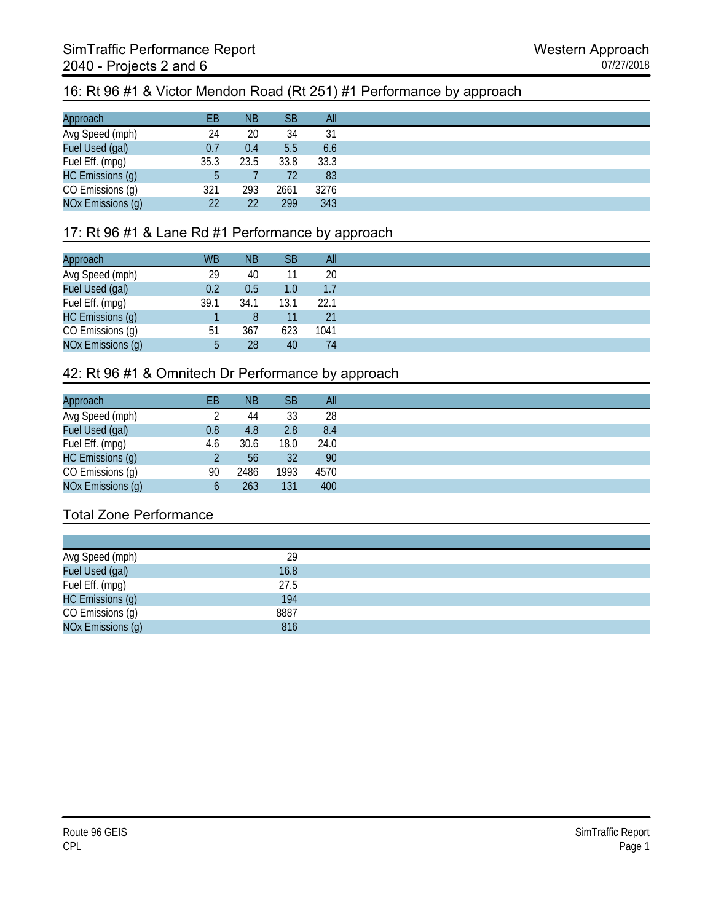# SimTraffic Performance Report

## 2040 - Projects 2 and 6

Western Approach
07/27/2018

### 16: Rt 96 #1 & Victor Mendon Road (Rt 251) #1 Performance by approach

| Approach | EB | NB | SB | All |
|---|---|---|---|---|
| Avg Speed (mph) | 24 | 20 | 34 | 31 |
| Fuel Used (gal) | 0.7 | 0.4 | 5.5 | 6.6 |
| Fuel Eff. (mpg) | 35.3 | 23.5 | 33.8 | 33.3 |
| HC Emissions (g) | 5 | 7 | 72 | 83 |
| CO Emissions (g) | 321 | 293 | 2661 | 3276 |
| NOx Emissions (g) | 22 | 22 | 299 | 343 |

### 17: Rt 96 #1 & Lane Rd #1 Performance by approach

| Approach | WB | NB | SB | All |
|---|---|---|---|---|
| Avg Speed (mph) | 29 | 40 | 11 | 20 |
| Fuel Used (gal) | 0.2 | 0.5 | 1.0 | 1.7 |
| Fuel Eff. (mpg) | 39.1 | 34.1 | 13.1 | 22.1 |
| HC Emissions (g) | 1 | 8 | 11 | 21 |
| CO Emissions (g) | 51 | 367 | 623 | 1041 |
| NOx Emissions (g) | 5 | 28 | 40 | 74 |

### 42: Rt 96 #1 & Omnitech Dr Performance by approach

| Approach | EB | NB | SB | All |
|---|---|---|---|---|
| Avg Speed (mph) | 2 | 44 | 33 | 28 |
| Fuel Used (gal) | 0.8 | 4.8 | 2.8 | 8.4 |
| Fuel Eff. (mpg) | 4.6 | 30.6 | 18.0 | 24.0 |
| HC Emissions (g) | 2 | 56 | 32 | 90 |
| CO Emissions (g) | 90 | 2486 | 1993 | 4570 |
| NOx Emissions (g) | 6 | 263 | 131 | 400 |

### Total Zone Performance

| | |
|---|---|
| Avg Speed (mph) | 29 |
| Fuel Used (gal) | 16.8 |
| Fuel Eff. (mpg) | 27.5 |
| HC Emissions (g) | 194 |
| CO Emissions (g) | 8887 |
| NOx Emissions (g) | 816 |

Route 96 GEIS
CPL

SimTraffic Report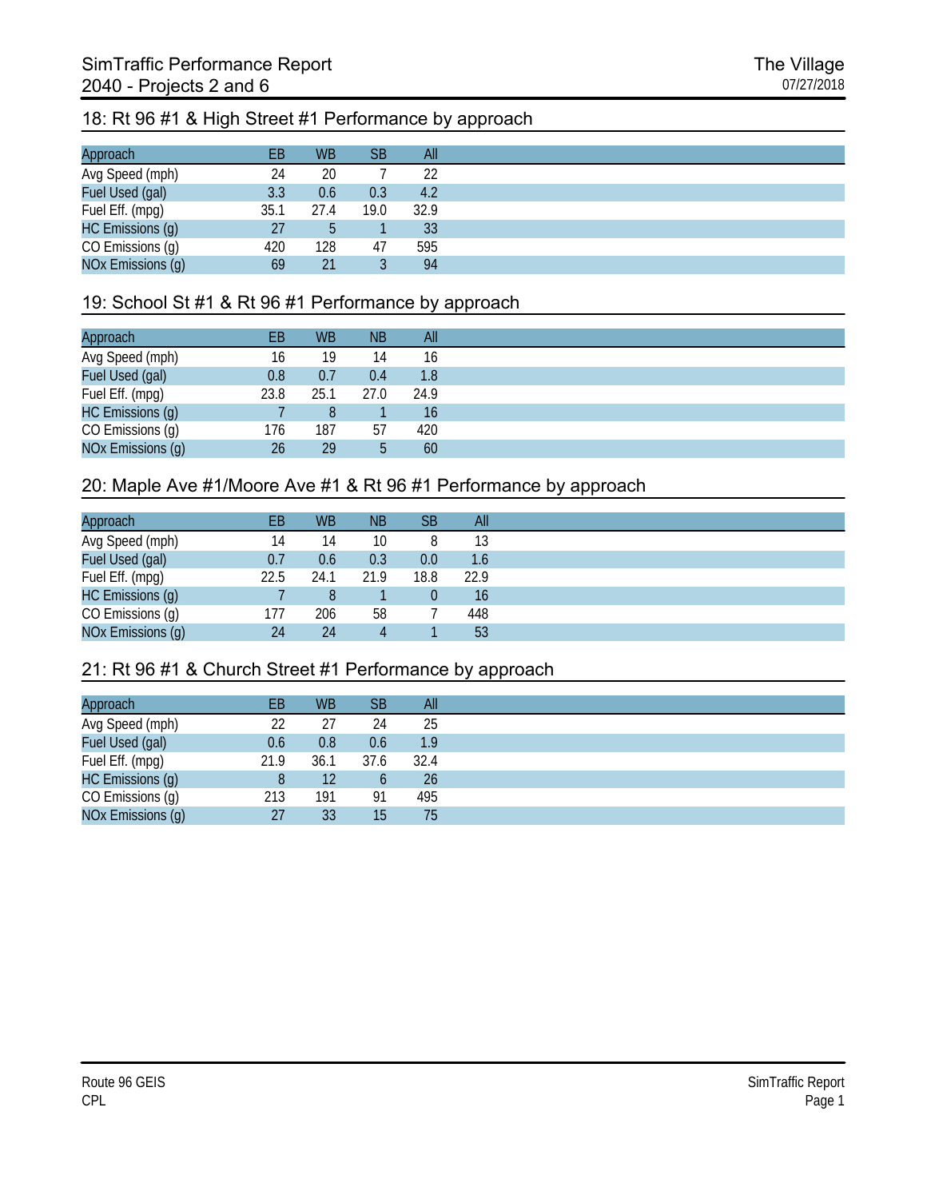## 18: Rt 96 #1 & High Street #1 Performance by approach

| Approach | EB | WB | SB | All |
|---|---|---|---|---|
| Avg Speed (mph) | 24 | 20 | 7 | 22 |
| Fuel Used (gal) | 3.3 | 0.6 | 0.3 | 4.2 |
| Fuel Eff. (mpg) | 35.1 | 27.4 | 19.0 | 32.9 |
| HC Emissions (g) | 27 | 5 | 1 | 33 |
| CO Emissions (g) | 420 | 128 | 47 | 595 |
| NOx Emissions (g) | 69 | 21 | 3 | 94 |

## 19: School St #1 & Rt 96 #1 Performance by approach

| Approach | EB | WB | NB | All |
|---|---|---|---|---|
| Avg Speed (mph) | 16 | 19 | 14 | 16 |
| Fuel Used (gal) | 0.8 | 0.7 | 0.4 | 1.8 |
| Fuel Eff. (mpg) | 23.8 | 25.1 | 27.0 | 24.9 |
| HC Emissions (g) | 7 | 8 | 1 | 16 |
| CO Emissions (g) | 176 | 187 | 57 | 420 |
| NOx Emissions (g) | 26 | 29 | 5 | 60 |

## 20: Maple Ave #1/Moore Ave #1 & Rt 96 #1 Performance by approach

| Approach | EB | WB | NB | SB | All |
|---|---|---|---|---|---|
| Avg Speed (mph) | 14 | 14 | 10 | 8 | 13 |
| Fuel Used (gal) | 0.7 | 0.6 | 0.3 | 0.0 | 1.6 |
| Fuel Eff. (mpg) | 22.5 | 24.1 | 21.9 | 18.8 | 22.9 |
| HC Emissions (g) | 7 | 8 | 1 | 0 | 16 |
| CO Emissions (g) | 177 | 206 | 58 | 7 | 448 |
| NOx Emissions (g) | 24 | 24 | 4 | 1 | 53 |

## 21: Rt 96 #1 & Church Street #1 Performance by approach

| Approach | EB | WB | SB | All |
|---|---|---|---|---|
| Avg Speed (mph) | 22 | 27 | 24 | 25 |
| Fuel Used (gal) | 0.6 | 0.8 | 0.6 | 1.9 |
| Fuel Eff. (mpg) | 21.9 | 36.1 | 37.6 | 32.4 |
| HC Emissions (g) | 8 | 12 | 6 | 26 |
| CO Emissions (g) | 213 | 191 | 91 | 495 |
| NOx Emissions (g) | 27 | 33 | 15 | 75 |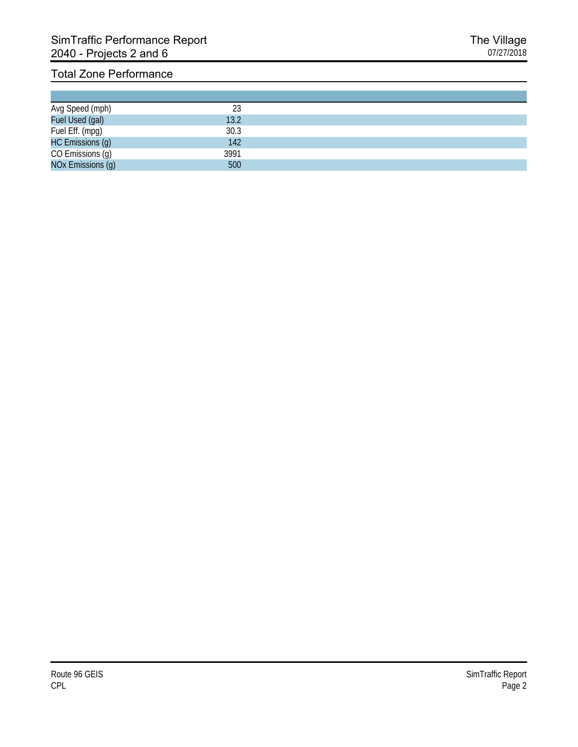# SimTraffic Performance Report
## 2040 - Projects 2 and 6

The Village
07/27/2018

### Total Zone Performance

| | |
|---|---|
| Avg Speed (mph) | 23 |
| Fuel Used (gal) | 13.2 |
| Fuel Eff. (mpg) | 30.3 |
| HC Emissions (g) | 142 |
| CO Emissions (g) | 3991 |
| NOx Emissions (g) | 500 |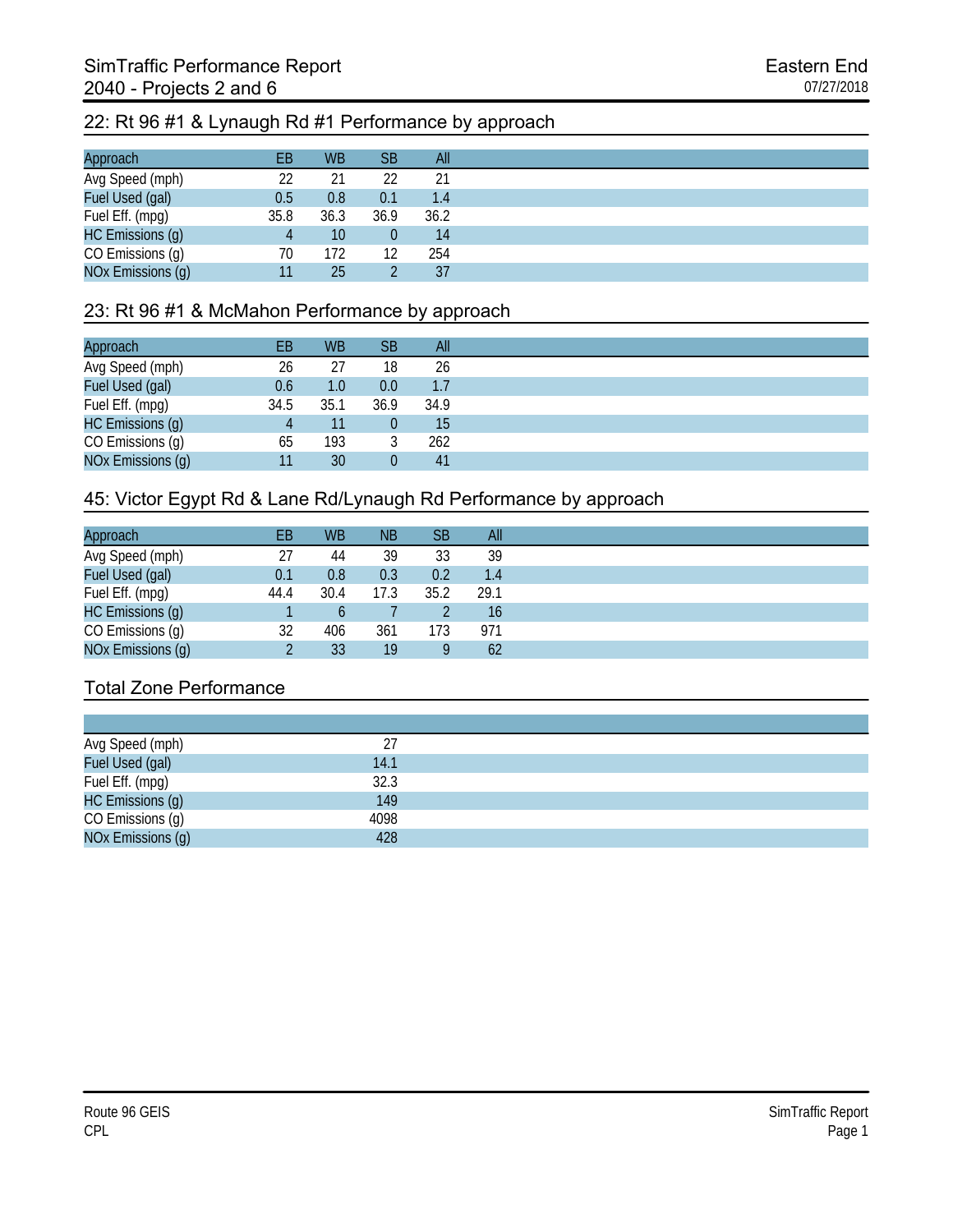# SimTraffic Performance Report
## 2040 - Projects 2 and 6

Eastern End
07/27/2018

### 22: Rt 96 #1 & Lynaugh Rd #1 Performance by approach

| Approach | EB | WB | SB | All |
|---|---|---|---|---|
| Avg Speed (mph) | 22 | 21 | 22 | 21 |
| Fuel Used (gal) | 0.5 | 0.8 | 0.1 | 1.4 |
| Fuel Eff. (mpg) | 35.8 | 36.3 | 36.9 | 36.2 |
| HC Emissions (g) | 4 | 10 | 0 | 14 |
| CO Emissions (g) | 70 | 172 | 12 | 254 |
| NOx Emissions (g) | 11 | 25 | 2 | 37 |

### 23: Rt 96 #1 & McMahon Performance by approach

| Approach | EB | WB | SB | All |
|---|---|---|---|---|
| Avg Speed (mph) | 26 | 27 | 18 | 26 |
| Fuel Used (gal) | 0.6 | 1.0 | 0.0 | 1.7 |
| Fuel Eff. (mpg) | 34.5 | 35.1 | 36.9 | 34.9 |
| HC Emissions (g) | 4 | 11 | 0 | 15 |
| CO Emissions (g) | 65 | 193 | 3 | 262 |
| NOx Emissions (g) | 11 | 30 | 0 | 41 |

### 45: Victor Egypt Rd & Lane Rd/Lynaugh Rd Performance by approach

| Approach | EB | WB | NB | SB | All |
|---|---|---|---|---|---|
| Avg Speed (mph) | 27 | 44 | 39 | 33 | 39 |
| Fuel Used (gal) | 0.1 | 0.8 | 0.3 | 0.2 | 1.4 |
| Fuel Eff. (mpg) | 44.4 | 30.4 | 17.3 | 35.2 | 29.1 |
| HC Emissions (g) | 1 | 6 | 7 | 2 | 16 |
| CO Emissions (g) | 32 | 406 | 361 | 173 | 971 |
| NOx Emissions (g) | 2 | 33 | 19 | 9 | 62 |

### Total Zone Performance

| | |
|---|---|
| Avg Speed (mph) | 27 |
| Fuel Used (gal) | 14.1 |
| Fuel Eff. (mpg) | 32.3 |
| HC Emissions (g) | 149 |
| CO Emissions (g) | 4098 |
| NOx Emissions (g) | 428 |

Route 96 GEIS
CPL

SimTraffic Report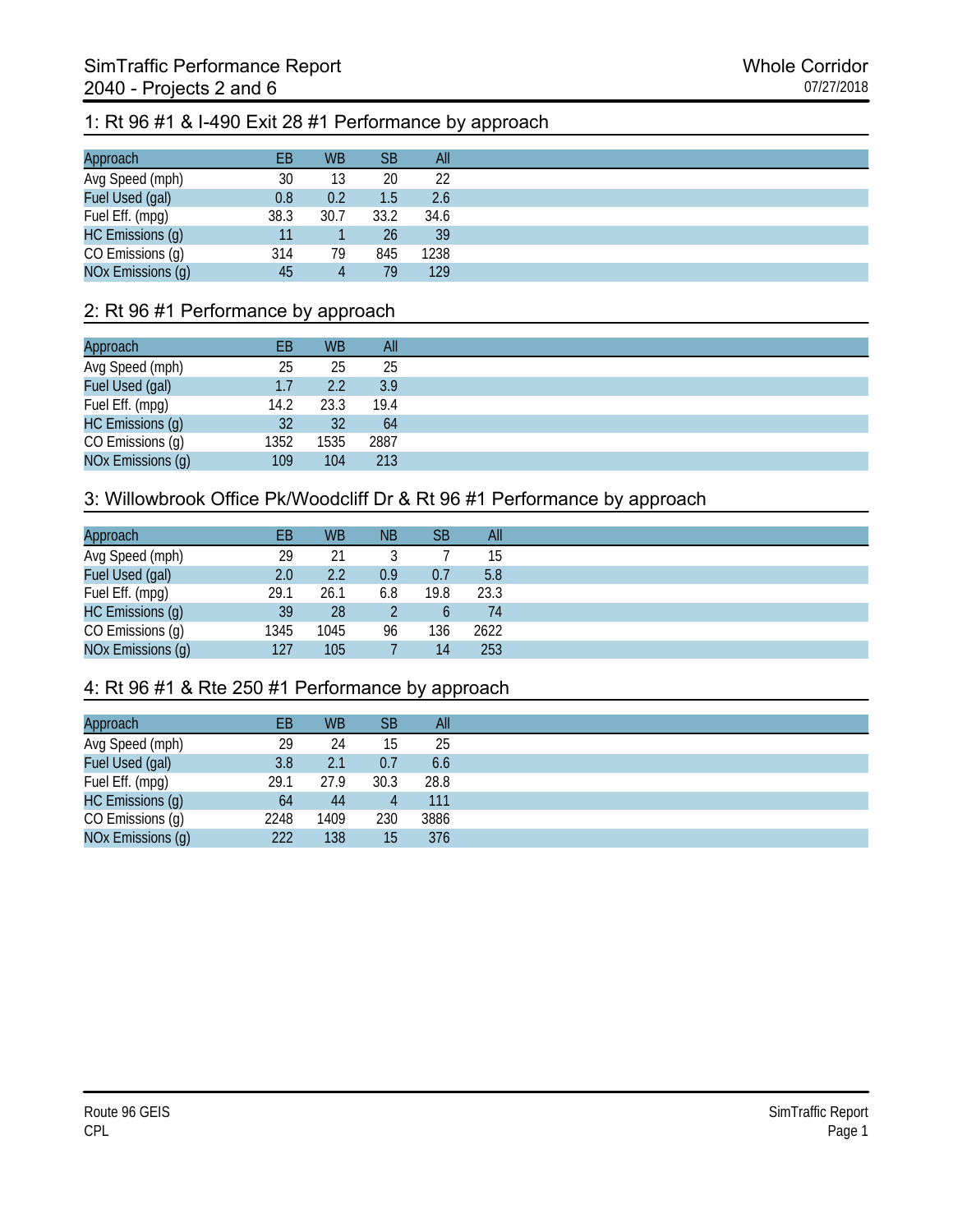# SimTraffic Performance Report
## 2040 - Projects 2 and 6

Whole Corridor
07/27/2018

### 1: Rt 96 #1 & I-490 Exit 28 #1 Performance by approach

| Approach | EB | WB | SB | All |
|---|---|---|---|---|
| Avg Speed (mph) | 30 | 13 | 20 | 22 |
| Fuel Used (gal) | 0.8 | 0.2 | 1.5 | 2.6 |
| Fuel Eff. (mpg) | 38.3 | 30.7 | 33.2 | 34.6 |
| HC Emissions (g) | 11 | 1 | 26 | 39 |
| CO Emissions (g) | 314 | 79 | 845 | 1238 |
| NOx Emissions (g) | 45 | 4 | 79 | 129 |

### 2: Rt 96 #1 Performance by approach

| Approach | EB | WB | All |
|---|---|---|---|
| Avg Speed (mph) | 25 | 25 | 25 |
| Fuel Used (gal) | 1.7 | 2.2 | 3.9 |
| Fuel Eff. (mpg) | 14.2 | 23.3 | 19.4 |
| HC Emissions (g) | 32 | 32 | 64 |
| CO Emissions (g) | 1352 | 1535 | 2887 |
| NOx Emissions (g) | 109 | 104 | 213 |

### 3: Willowbrook Office Pk/Woodcliff Dr & Rt 96 #1 Performance by approach

| Approach | EB | WB | NB | SB | All |
|---|---|---|---|---|---|
| Avg Speed (mph) | 29 | 21 | 3 | 7 | 15 |
| Fuel Used (gal) | 2.0 | 2.2 | 0.9 | 0.7 | 5.8 |
| Fuel Eff. (mpg) | 29.1 | 26.1 | 6.8 | 19.8 | 23.3 |
| HC Emissions (g) | 39 | 28 | 2 | 6 | 74 |
| CO Emissions (g) | 1345 | 1045 | 96 | 136 | 2622 |
| NOx Emissions (g) | 127 | 105 | 7 | 14 | 253 |

### 4: Rt 96 #1 & Rte 250 #1 Performance by approach

| Approach | EB | WB | SB | All |
|---|---|---|---|---|
| Avg Speed (mph) | 29 | 24 | 15 | 25 |
| Fuel Used (gal) | 3.8 | 2.1 | 0.7 | 6.6 |
| Fuel Eff. (mpg) | 29.1 | 27.9 | 30.3 | 28.8 |
| HC Emissions (g) | 64 | 44 | 4 | 111 |
| CO Emissions (g) | 2248 | 1409 | 230 | 3886 |
| NOx Emissions (g) | 222 | 138 | 15 | 376 |

Route 96 GEIS
CPL

SimTraffic Report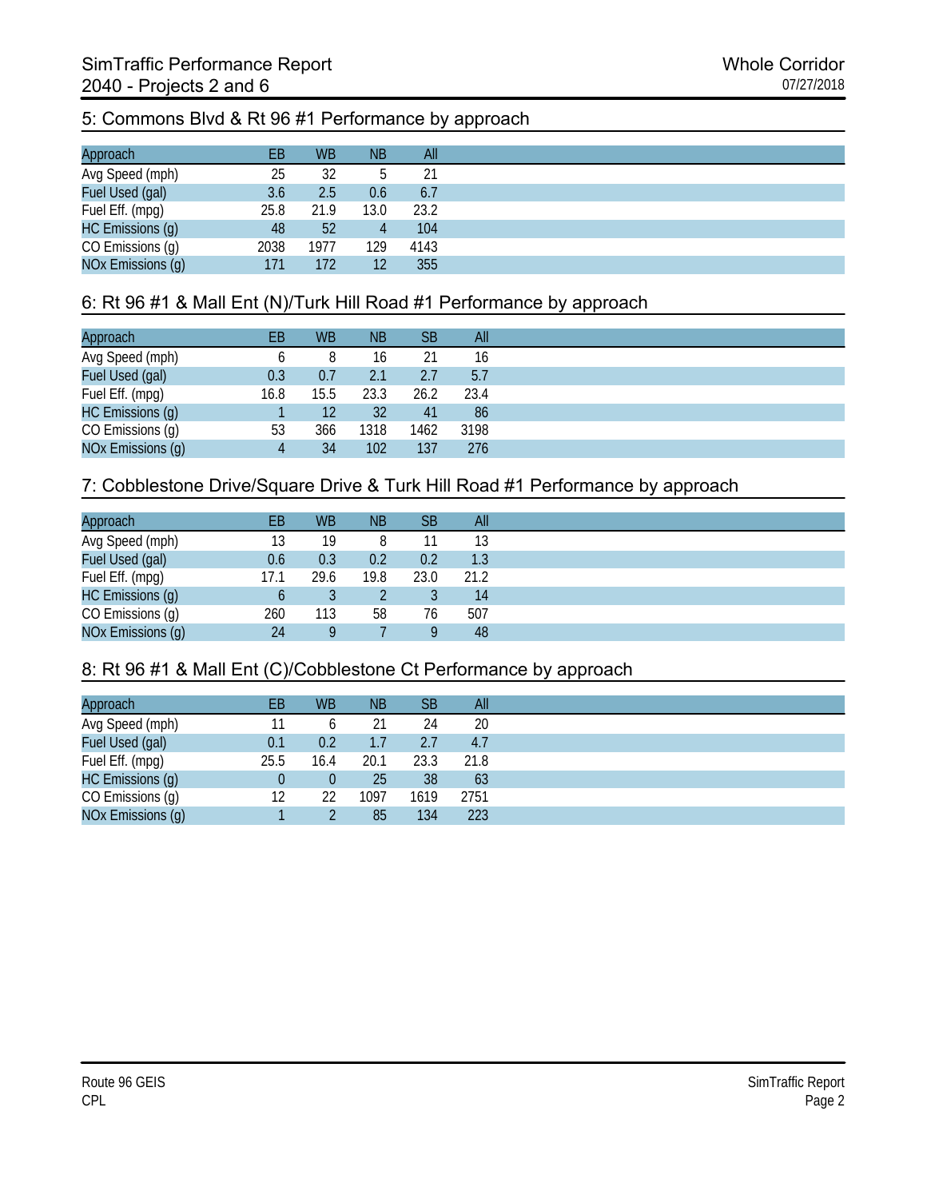## 5: Commons Blvd & Rt 96 #1 Performance by approach

| Approach | EB | WB | NB | All |
|---|---|---|---|---|
| Avg Speed (mph) | 25 | 32 | 5 | 21 |
| Fuel Used (gal) | 3.6 | 2.5 | 0.6 | 6.7 |
| Fuel Eff. (mpg) | 25.8 | 21.9 | 13.0 | 23.2 |
| HC Emissions (g) | 48 | 52 | 4 | 104 |
| CO Emissions (g) | 2038 | 1977 | 129 | 4143 |
| NOx Emissions (g) | 171 | 172 | 12 | 355 |

## 6: Rt 96 #1 & Mall Ent (N)/Turk Hill Road #1 Performance by approach

| Approach | EB | WB | NB | SB | All |
|---|---|---|---|---|---|
| Avg Speed (mph) | 6 | 8 | 16 | 21 | 16 |
| Fuel Used (gal) | 0.3 | 0.7 | 2.1 | 2.7 | 5.7 |
| Fuel Eff. (mpg) | 16.8 | 15.5 | 23.3 | 26.2 | 23.4 |
| HC Emissions (g) | 1 | 12 | 32 | 41 | 86 |
| CO Emissions (g) | 53 | 366 | 1318 | 1462 | 3198 |
| NOx Emissions (g) | 4 | 34 | 102 | 137 | 276 |

## 7: Cobblestone Drive/Square Drive & Turk Hill Road #1 Performance by approach

| Approach | EB | WB | NB | SB | All |
|---|---|---|---|---|---|
| Avg Speed (mph) | 13 | 19 | 8 | 11 | 13 |
| Fuel Used (gal) | 0.6 | 0.3 | 0.2 | 0.2 | 1.3 |
| Fuel Eff. (mpg) | 17.1 | 29.6 | 19.8 | 23.0 | 21.2 |
| HC Emissions (g) | 6 | 3 | 2 | 3 | 14 |
| CO Emissions (g) | 260 | 113 | 58 | 76 | 507 |
| NOx Emissions (g) | 24 | 9 | 7 | 9 | 48 |

## 8: Rt 96 #1 & Mall Ent (C)/Cobblestone Ct Performance by approach

| Approach | EB | WB | NB | SB | All |
|---|---|---|---|---|---|
| Avg Speed (mph) | 11 | 6 | 21 | 24 | 20 |
| Fuel Used (gal) | 0.1 | 0.2 | 1.7 | 2.7 | 4.7 |
| Fuel Eff. (mpg) | 25.5 | 16.4 | 20.1 | 23.3 | 21.8 |
| HC Emissions (g) | 0 | 0 | 25 | 38 | 63 |
| CO Emissions (g) | 12 | 22 | 1097 | 1619 | 2751 |
| NOx Emissions (g) | 1 | 2 | 85 | 134 | 223 |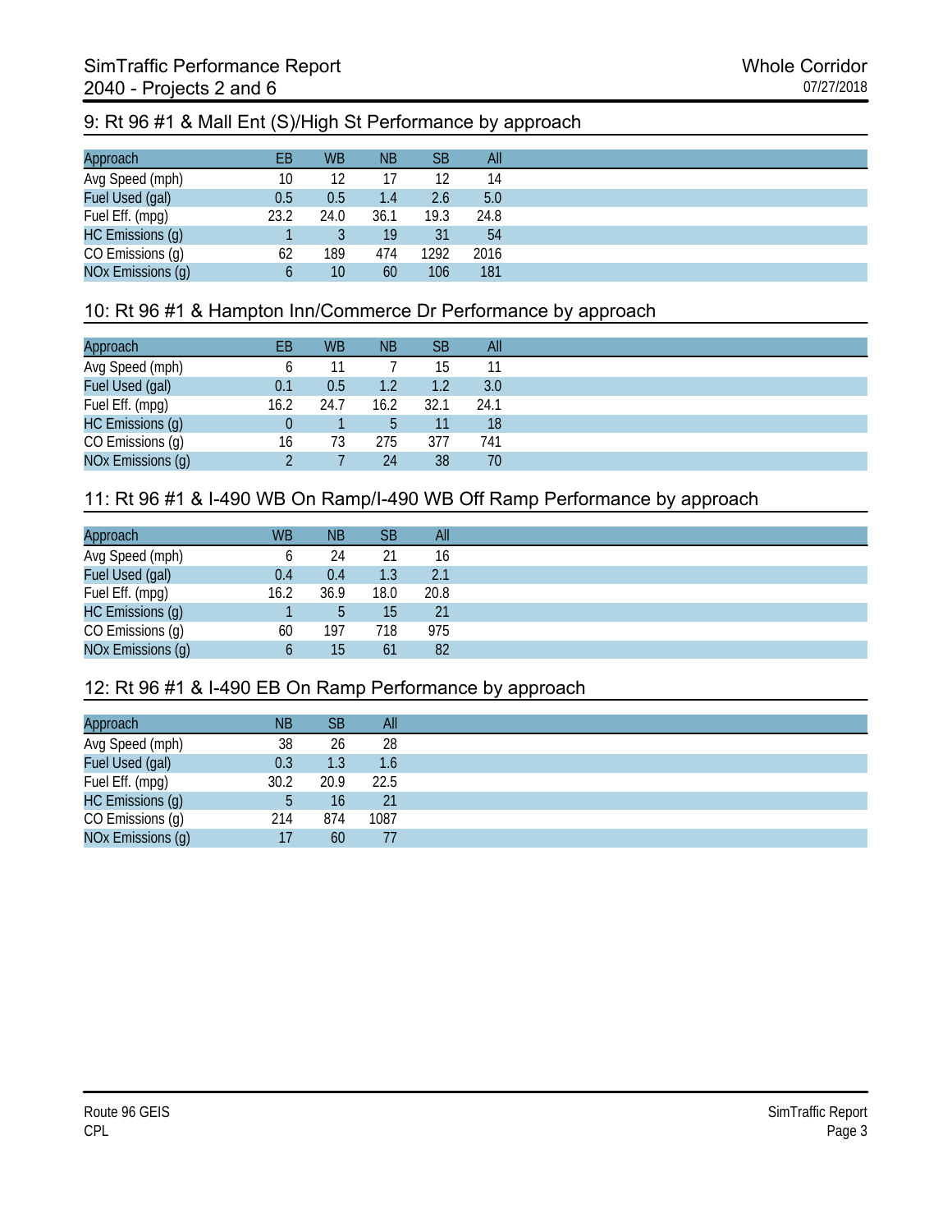## 9: Rt 96 #1 & Mall Ent (S)/High St Performance by approach

| Approach | EB | WB | NB | SB | All |
|---|---|---|---|---|---|
| Avg Speed (mph) | 10 | 12 | 17 | 12 | 14 |
| Fuel Used (gal) | 0.5 | 0.5 | 1.4 | 2.6 | 5.0 |
| Fuel Eff. (mpg) | 23.2 | 24.0 | 36.1 | 19.3 | 24.8 |
| HC Emissions (g) | 1 | 3 | 19 | 31 | 54 |
| CO Emissions (g) | 62 | 189 | 474 | 1292 | 2016 |
| NOx Emissions (g) | 6 | 10 | 60 | 106 | 181 |

## 10: Rt 96 #1 & Hampton Inn/Commerce Dr Performance by approach

| Approach | EB | WB | NB | SB | All |
|---|---|---|---|---|---|
| Avg Speed (mph) | 6 | 11 | 7 | 15 | 11 |
| Fuel Used (gal) | 0.1 | 0.5 | 1.2 | 1.2 | 3.0 |
| Fuel Eff. (mpg) | 16.2 | 24.7 | 16.2 | 32.1 | 24.1 |
| HC Emissions (g) | 0 | 1 | 5 | 11 | 18 |
| CO Emissions (g) | 16 | 73 | 275 | 377 | 741 |
| NOx Emissions (g) | 2 | 7 | 24 | 38 | 70 |

## 11: Rt 96 #1 & I-490 WB On Ramp/I-490 WB Off Ramp Performance by approach

| Approach | WB | NB | SB | All |
|---|---|---|---|---|
| Avg Speed (mph) | 6 | 24 | 21 | 16 |
| Fuel Used (gal) | 0.4 | 0.4 | 1.3 | 2.1 |
| Fuel Eff. (mpg) | 16.2 | 36.9 | 18.0 | 20.8 |
| HC Emissions (g) | 1 | 5 | 15 | 21 |
| CO Emissions (g) | 60 | 197 | 718 | 975 |
| NOx Emissions (g) | 6 | 15 | 61 | 82 |

## 12: Rt 96 #1 & I-490 EB On Ramp Performance by approach

| Approach | NB | SB | All |
|---|---|---|---|
| Avg Speed (mph) | 38 | 26 | 28 |
| Fuel Used (gal) | 0.3 | 1.3 | 1.6 |
| Fuel Eff. (mpg) | 30.2 | 20.9 | 22.5 |
| HC Emissions (g) | 5 | 16 | 21 |
| CO Emissions (g) | 214 | 874 | 1087 |
| NOx Emissions (g) | 17 | 60 | 77 |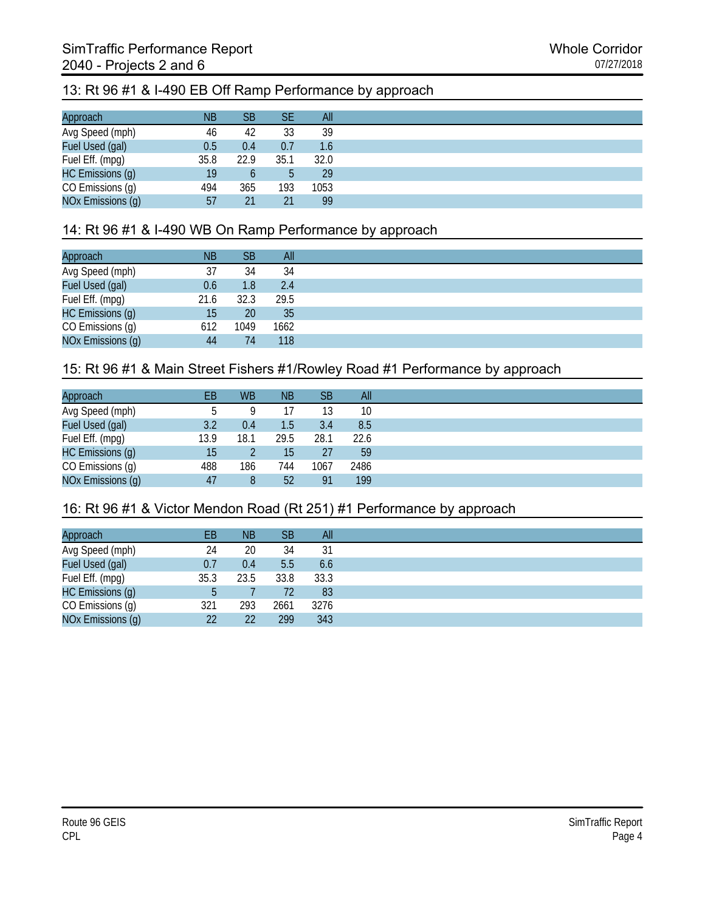# SimTraffic Performance Report
## 2040 - Projects 2 and 6

Whole Corridor
07/27/2018

### 13: Rt 96 #1 & I-490 EB Off Ramp Performance by approach

| Approach | NB | SB | SE | All |
|---|---|---|---|---|
| Avg Speed (mph) | 46 | 42 | 33 | 39 |
| Fuel Used (gal) | 0.5 | 0.4 | 0.7 | 1.6 |
| Fuel Eff. (mpg) | 35.8 | 22.9 | 35.1 | 32.0 |
| HC Emissions (g) | 19 | 6 | 5 | 29 |
| CO Emissions (g) | 494 | 365 | 193 | 1053 |
| NOx Emissions (g) | 57 | 21 | 21 | 99 |

### 14: Rt 96 #1 & I-490 WB On Ramp Performance by approach

| Approach | NB | SB | All |
|---|---|---|---|
| Avg Speed (mph) | 37 | 34 | 34 |
| Fuel Used (gal) | 0.6 | 1.8 | 2.4 |
| Fuel Eff. (mpg) | 21.6 | 32.3 | 29.5 |
| HC Emissions (g) | 15 | 20 | 35 |
| CO Emissions (g) | 612 | 1049 | 1662 |
| NOx Emissions (g) | 44 | 74 | 118 |

### 15: Rt 96 #1 & Main Street Fishers #1/Rowley Road #1 Performance by approach

| Approach | EB | WB | NB | SB | All |
|---|---|---|---|---|---|
| Avg Speed (mph) | 5 | 9 | 17 | 13 | 10 |
| Fuel Used (gal) | 3.2 | 0.4 | 1.5 | 3.4 | 8.5 |
| Fuel Eff. (mpg) | 13.9 | 18.1 | 29.5 | 28.1 | 22.6 |
| HC Emissions (g) | 15 | 2 | 15 | 27 | 59 |
| CO Emissions (g) | 488 | 186 | 744 | 1067 | 2486 |
| NOx Emissions (g) | 47 | 8 | 52 | 91 | 199 |

### 16: Rt 96 #1 & Victor Mendon Road (Rt 251) #1 Performance by approach

| Approach | EB | NB | SB | All |
|---|---|---|---|---|
| Avg Speed (mph) | 24 | 20 | 34 | 31 |
| Fuel Used (gal) | 0.7 | 0.4 | 5.5 | 6.6 |
| Fuel Eff. (mpg) | 35.3 | 23.5 | 33.8 | 33.3 |
| HC Emissions (g) | 5 | 7 | 72 | 83 |
| CO Emissions (g) | 321 | 293 | 2661 | 3276 |
| NOx Emissions (g) | 22 | 22 | 299 | 343 |

Route 96 GEIS
CPL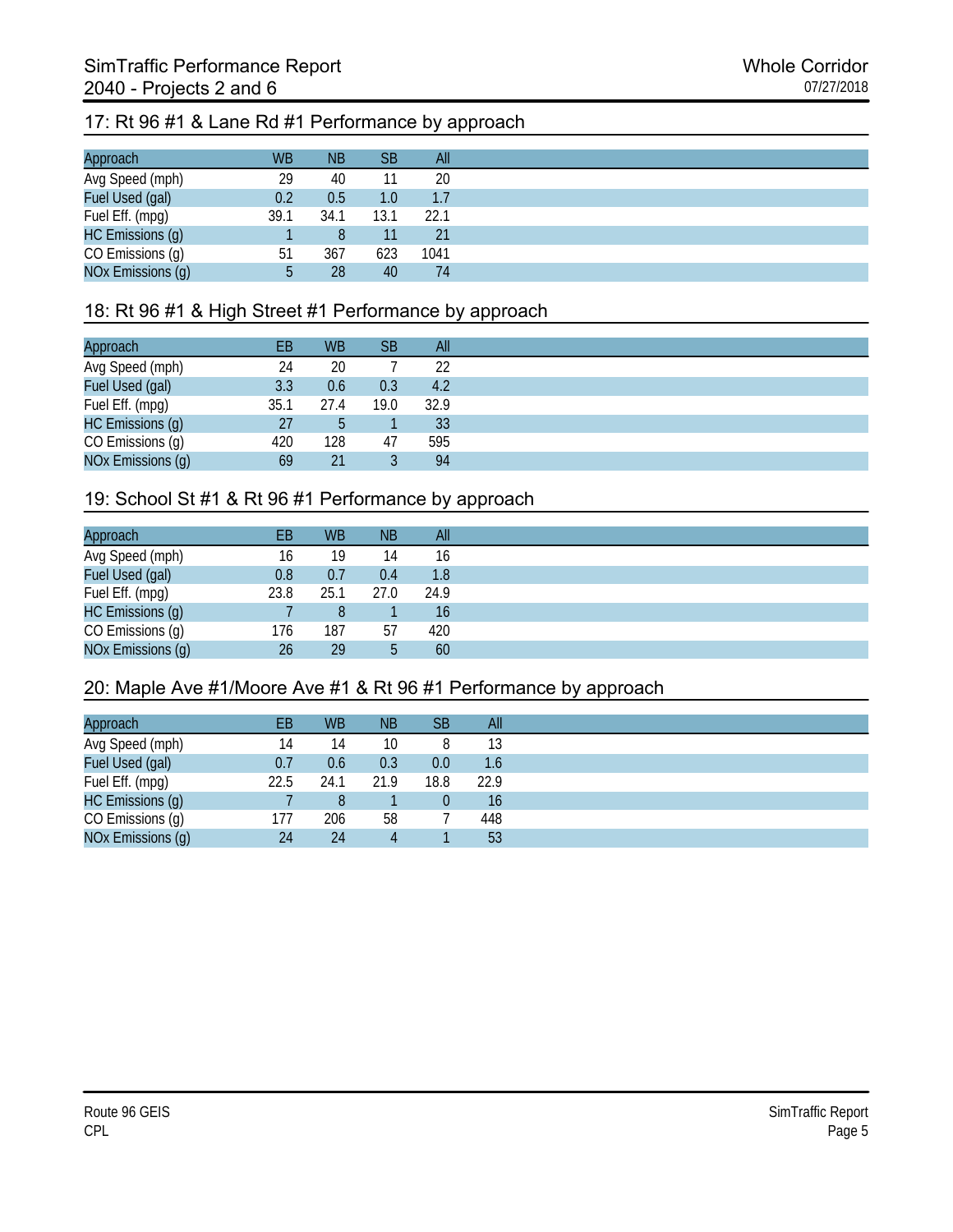## 17: Rt 96 #1 & Lane Rd #1 Performance by approach

| Approach | WB | NB | SB | All |
|---|---|---|---|---|
| Avg Speed (mph) | 29 | 40 | 11 | 20 |
| Fuel Used (gal) | 0.2 | 0.5 | 1.0 | 1.7 |
| Fuel Eff. (mpg) | 39.1 | 34.1 | 13.1 | 22.1 |
| HC Emissions (g) | 1 | 8 | 11 | 21 |
| CO Emissions (g) | 51 | 367 | 623 | 1041 |
| NOx Emissions (g) | 5 | 28 | 40 | 74 |

## 18: Rt 96 #1 & High Street #1 Performance by approach

| Approach | EB | WB | SB | All |
|---|---|---|---|---|
| Avg Speed (mph) | 24 | 20 | 7 | 22 |
| Fuel Used (gal) | 3.3 | 0.6 | 0.3 | 4.2 |
| Fuel Eff. (mpg) | 35.1 | 27.4 | 19.0 | 32.9 |
| HC Emissions (g) | 27 | 5 | 1 | 33 |
| CO Emissions (g) | 420 | 128 | 47 | 595 |
| NOx Emissions (g) | 69 | 21 | 3 | 94 |

## 19: School St #1 & Rt 96 #1 Performance by approach

| Approach | EB | WB | NB | All |
|---|---|---|---|---|
| Avg Speed (mph) | 16 | 19 | 14 | 16 |
| Fuel Used (gal) | 0.8 | 0.7 | 0.4 | 1.8 |
| Fuel Eff. (mpg) | 23.8 | 25.1 | 27.0 | 24.9 |
| HC Emissions (g) | 7 | 8 | 1 | 16 |
| CO Emissions (g) | 176 | 187 | 57 | 420 |
| NOx Emissions (g) | 26 | 29 | 5 | 60 |

## 20: Maple Ave #1/Moore Ave #1 & Rt 96 #1 Performance by approach

| Approach | EB | WB | NB | SB | All |
|---|---|---|---|---|---|
| Avg Speed (mph) | 14 | 14 | 10 | 8 | 13 |
| Fuel Used (gal) | 0.7 | 0.6 | 0.3 | 0.0 | 1.6 |
| Fuel Eff. (mpg) | 22.5 | 24.1 | 21.9 | 18.8 | 22.9 |
| HC Emissions (g) | 7 | 8 | 1 | 0 | 16 |
| CO Emissions (g) | 177 | 206 | 58 | 7 | 448 |
| NOx Emissions (g) | 24 | 24 | 4 | 1 | 53 |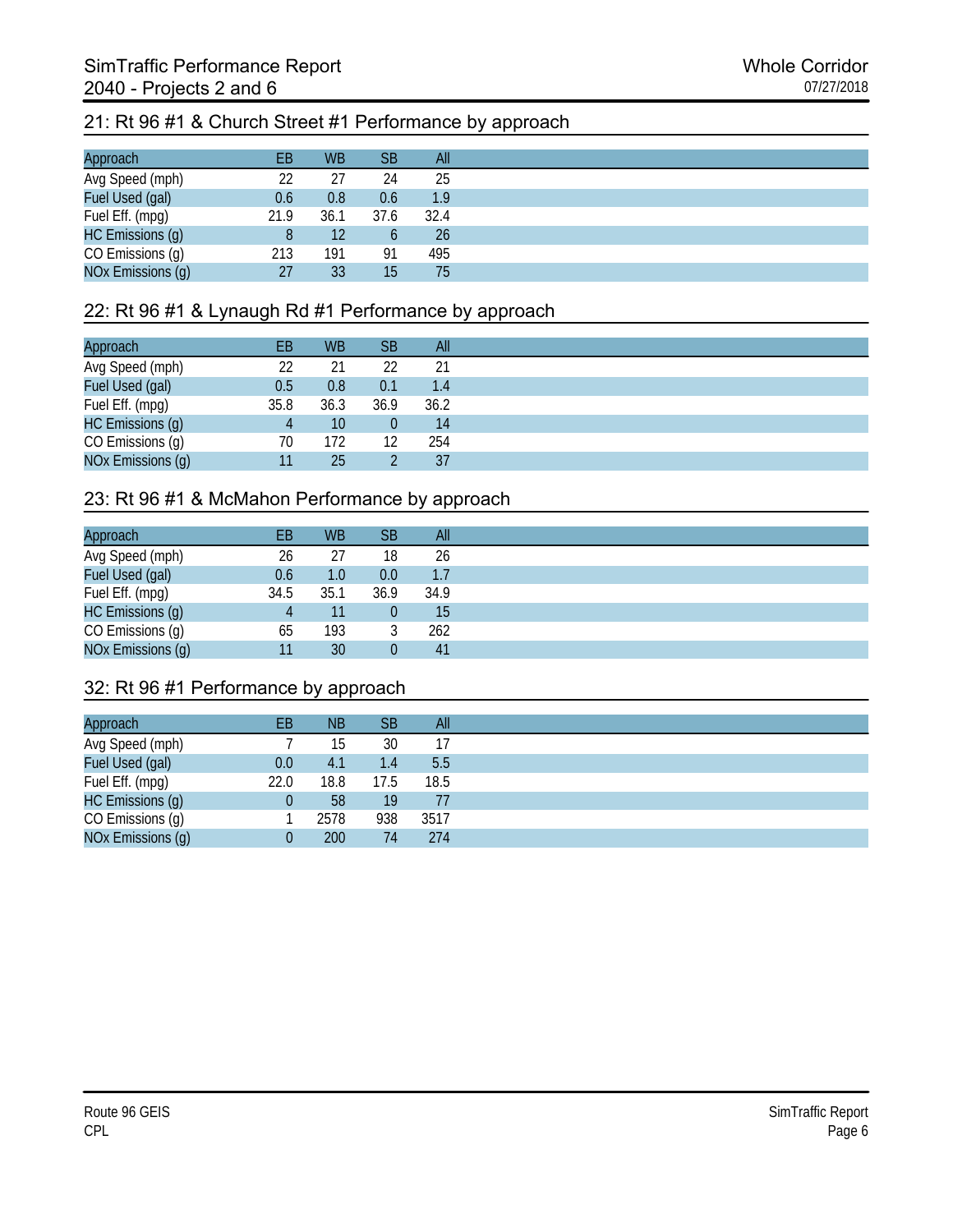## 21: Rt 96 #1 & Church Street #1 Performance by approach

| Approach | EB | WB | SB | All |
|---|---|---|---|---|
| Avg Speed (mph) | 22 | 27 | 24 | 25 |
| Fuel Used (gal) | 0.6 | 0.8 | 0.6 | 1.9 |
| Fuel Eff. (mpg) | 21.9 | 36.1 | 37.6 | 32.4 |
| HC Emissions (g) | 8 | 12 | 6 | 26 |
| CO Emissions (g) | 213 | 191 | 91 | 495 |
| NOx Emissions (g) | 27 | 33 | 15 | 75 |

## 22: Rt 96 #1 & Lynaugh Rd #1 Performance by approach

| Approach | EB | WB | SB | All |
|---|---|---|---|---|
| Avg Speed (mph) | 22 | 21 | 22 | 21 |
| Fuel Used (gal) | 0.5 | 0.8 | 0.1 | 1.4 |
| Fuel Eff. (mpg) | 35.8 | 36.3 | 36.9 | 36.2 |
| HC Emissions (g) | 4 | 10 | 0 | 14 |
| CO Emissions (g) | 70 | 172 | 12 | 254 |
| NOx Emissions (g) | 11 | 25 | 2 | 37 |

## 23: Rt 96 #1 & McMahon Performance by approach

| Approach | EB | WB | SB | All |
|---|---|---|---|---|
| Avg Speed (mph) | 26 | 27 | 18 | 26 |
| Fuel Used (gal) | 0.6 | 1.0 | 0.0 | 1.7 |
| Fuel Eff. (mpg) | 34.5 | 35.1 | 36.9 | 34.9 |
| HC Emissions (g) | 4 | 11 | 0 | 15 |
| CO Emissions (g) | 65 | 193 | 3 | 262 |
| NOx Emissions (g) | 11 | 30 | 0 | 41 |

## 32: Rt 96 #1 Performance by approach

| Approach | EB | NB | SB | All |
|---|---|---|---|---|
| Avg Speed (mph) | 7 | 15 | 30 | 17 |
| Fuel Used (gal) | 0.0 | 4.1 | 1.4 | 5.5 |
| Fuel Eff. (mpg) | 22.0 | 18.8 | 17.5 | 18.5 |
| HC Emissions (g) | 0 | 58 | 19 | 77 |
| CO Emissions (g) | 1 | 2578 | 938 | 3517 |
| NOx Emissions (g) | 0 | 200 | 74 | 274 |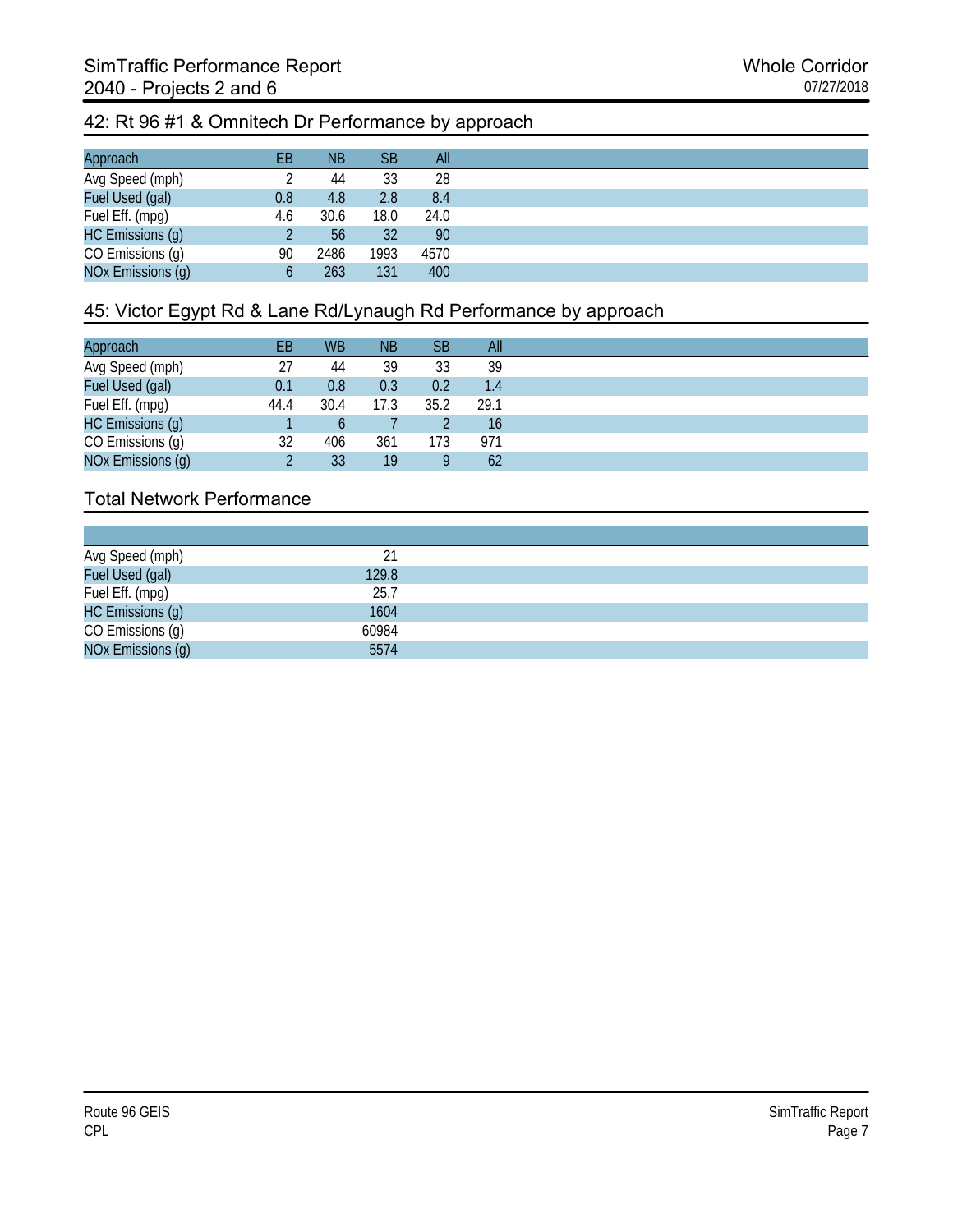## 42: Rt 96 #1 & Omnitech Dr Performance by approach

| Approach | EB | NB | SB | All |
|---|---|---|---|---|
| Avg Speed (mph) | 2 | 44 | 33 | 28 |
| Fuel Used (gal) | 0.8 | 4.8 | 2.8 | 8.4 |
| Fuel Eff. (mpg) | 4.6 | 30.6 | 18.0 | 24.0 |
| HC Emissions (g) | 2 | 56 | 32 | 90 |
| CO Emissions (g) | 90 | 2486 | 1993 | 4570 |
| NOx Emissions (g) | 6 | 263 | 131 | 400 |

## 45: Victor Egypt Rd & Lane Rd/Lynaugh Rd Performance by approach

| Approach | EB | WB | NB | SB | All |
|---|---|---|---|---|---|
| Avg Speed (mph) | 27 | 44 | 39 | 33 | 39 |
| Fuel Used (gal) | 0.1 | 0.8 | 0.3 | 0.2 | 1.4 |
| Fuel Eff. (mpg) | 44.4 | 30.4 | 17.3 | 35.2 | 29.1 |
| HC Emissions (g) | 1 | 6 | 7 | 2 | 16 |
| CO Emissions (g) | 32 | 406 | 361 | 173 | 971 |
| NOx Emissions (g) | 2 | 33 | 19 | 9 | 62 |

## Total Network Performance

| | |
|---|---|
| Avg Speed (mph) | 21 |
| Fuel Used (gal) | 129.8 |
| Fuel Eff. (mpg) | 25.7 |
| HC Emissions (g) | 1604 |
| CO Emissions (g) | 60984 |
| NOx Emissions (g) | 5574 |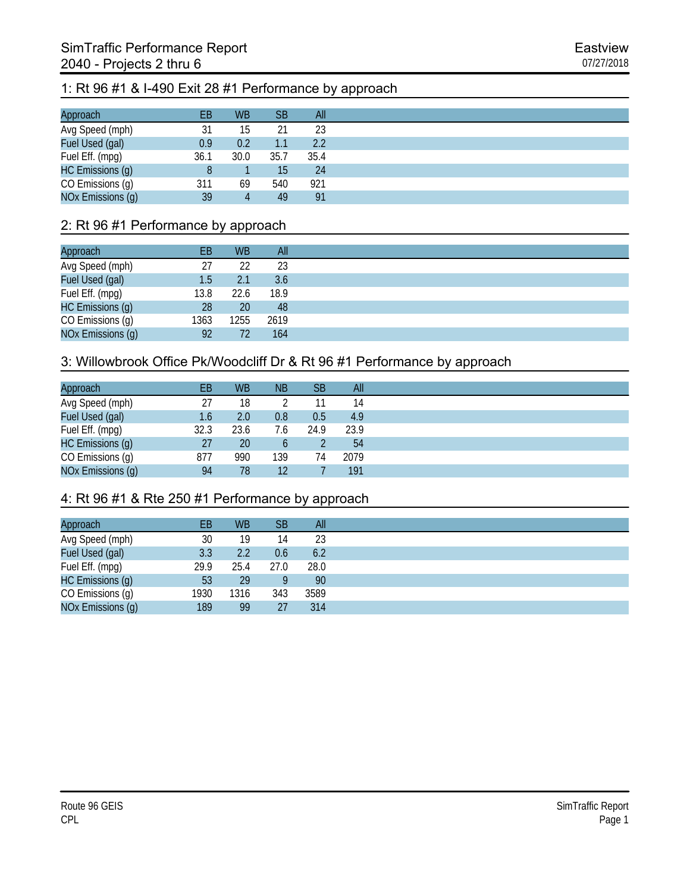# SimTraffic Performance Report
## 2040 - Projects 2 thru 6

Eastview
07/27/2018

### 1: Rt 96 #1 & I-490 Exit 28 #1 Performance by approach

| Approach | EB | WB | SB | All |
|---|---|---|---|---|
| Avg Speed (mph) | 31 | 15 | 21 | 23 |
| Fuel Used (gal) | 0.9 | 0.2 | 1.1 | 2.2 |
| Fuel Eff. (mpg) | 36.1 | 30.0 | 35.7 | 35.4 |
| HC Emissions (g) | 8 | 1 | 15 | 24 |
| CO Emissions (g) | 311 | 69 | 540 | 921 |
| NOx Emissions (g) | 39 | 4 | 49 | 91 |

### 2: Rt 96 #1 Performance by approach

| Approach | EB | WB | All |
|---|---|---|---|
| Avg Speed (mph) | 27 | 22 | 23 |
| Fuel Used (gal) | 1.5 | 2.1 | 3.6 |
| Fuel Eff. (mpg) | 13.8 | 22.6 | 18.9 |
| HC Emissions (g) | 28 | 20 | 48 |
| CO Emissions (g) | 1363 | 1255 | 2619 |
| NOx Emissions (g) | 92 | 72 | 164 |

### 3: Willowbrook Office Pk/Woodcliff Dr & Rt 96 #1 Performance by approach

| Approach | EB | WB | NB | SB | All |
|---|---|---|---|---|---|
| Avg Speed (mph) | 27 | 18 | 2 | 11 | 14 |
| Fuel Used (gal) | 1.6 | 2.0 | 0.8 | 0.5 | 4.9 |
| Fuel Eff. (mpg) | 32.3 | 23.6 | 7.6 | 24.9 | 23.9 |
| HC Emissions (g) | 27 | 20 | 6 | 2 | 54 |
| CO Emissions (g) | 877 | 990 | 139 | 74 | 2079 |
| NOx Emissions (g) | 94 | 78 | 12 | 7 | 191 |

### 4: Rt 96 #1 & Rte 250 #1 Performance by approach

| Approach | EB | WB | SB | All |
|---|---|---|---|---|
| Avg Speed (mph) | 30 | 19 | 14 | 23 |
| Fuel Used (gal) | 3.3 | 2.2 | 0.6 | 6.2 |
| Fuel Eff. (mpg) | 29.9 | 25.4 | 27.0 | 28.0 |
| HC Emissions (g) | 53 | 29 | 9 | 90 |
| CO Emissions (g) | 1930 | 1316 | 343 | 3589 |
| NOx Emissions (g) | 189 | 99 | 27 | 314 |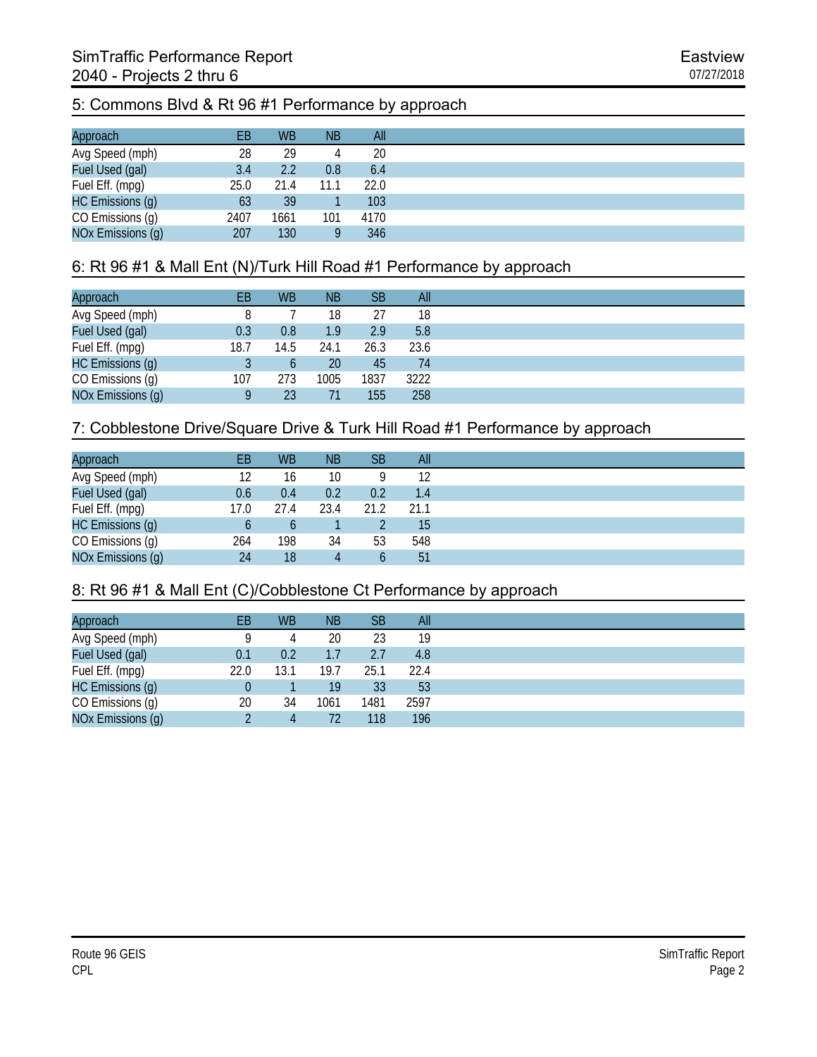## 5: Commons Blvd & Rt 96 #1 Performance by approach

| Approach | EB | WB | NB | All |
|---|---|---|---|---|
| Avg Speed (mph) | 28 | 29 | 4 | 20 |
| Fuel Used (gal) | 3.4 | 2.2 | 0.8 | 6.4 |
| Fuel Eff. (mpg) | 25.0 | 21.4 | 11.1 | 22.0 |
| HC Emissions (g) | 63 | 39 | 1 | 103 |
| CO Emissions (g) | 2407 | 1661 | 101 | 4170 |
| NOx Emissions (g) | 207 | 130 | 9 | 346 |

## 6: Rt 96 #1 & Mall Ent (N)/Turk Hill Road #1 Performance by approach

| Approach | EB | WB | NB | SB | All |
|---|---|---|---|---|---|
| Avg Speed (mph) | 8 | 7 | 18 | 27 | 18 |
| Fuel Used (gal) | 0.3 | 0.8 | 1.9 | 2.9 | 5.8 |
| Fuel Eff. (mpg) | 18.7 | 14.5 | 24.1 | 26.3 | 23.6 |
| HC Emissions (g) | 3 | 6 | 20 | 45 | 74 |
| CO Emissions (g) | 107 | 273 | 1005 | 1837 | 3222 |
| NOx Emissions (g) | 9 | 23 | 71 | 155 | 258 |

## 7: Cobblestone Drive/Square Drive & Turk Hill Road #1 Performance by approach

| Approach | EB | WB | NB | SB | All |
|---|---|---|---|---|---|
| Avg Speed (mph) | 12 | 16 | 10 | 9 | 12 |
| Fuel Used (gal) | 0.6 | 0.4 | 0.2 | 0.2 | 1.4 |
| Fuel Eff. (mpg) | 17.0 | 27.4 | 23.4 | 21.2 | 21.1 |
| HC Emissions (g) | 6 | 6 | 1 | 2 | 15 |
| CO Emissions (g) | 264 | 198 | 34 | 53 | 548 |
| NOx Emissions (g) | 24 | 18 | 4 | 6 | 51 |

## 8: Rt 96 #1 & Mall Ent (C)/Cobblestone Ct Performance by approach

| Approach | EB | WB | NB | SB | All |
|---|---|---|---|---|---|
| Avg Speed (mph) | 9 | 4 | 20 | 23 | 19 |
| Fuel Used (gal) | 0.1 | 0.2 | 1.7 | 2.7 | 4.8 |
| Fuel Eff. (mpg) | 22.0 | 13.1 | 19.7 | 25.1 | 22.4 |
| HC Emissions (g) | 0 | 1 | 19 | 33 | 53 |
| CO Emissions (g) | 20 | 34 | 1061 | 1481 | 2597 |
| NOx Emissions (g) | 2 | 4 | 72 | 118 | 196 |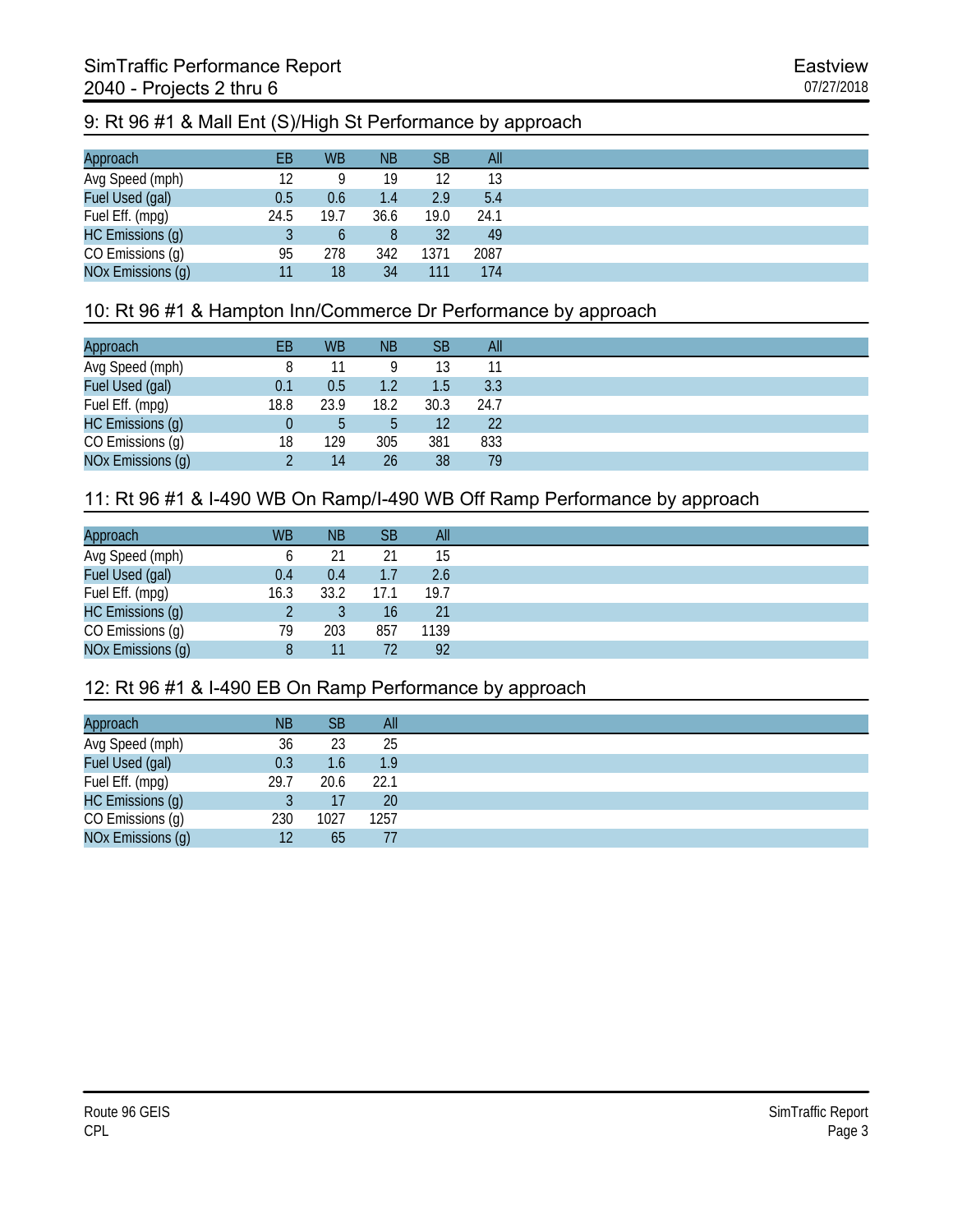## 9: Rt 96 #1 & Mall Ent (S)/High St Performance by approach

| Approach | EB | WB | NB | SB | All |
|---|---|---|---|---|---|
| Avg Speed (mph) | 12 | 9 | 19 | 12 | 13 |
| Fuel Used (gal) | 0.5 | 0.6 | 1.4 | 2.9 | 5.4 |
| Fuel Eff. (mpg) | 24.5 | 19.7 | 36.6 | 19.0 | 24.1 |
| HC Emissions (g) | 3 | 6 | 8 | 32 | 49 |
| CO Emissions (g) | 95 | 278 | 342 | 1371 | 2087 |
| NOx Emissions (g) | 11 | 18 | 34 | 111 | 174 |

## 10: Rt 96 #1 & Hampton Inn/Commerce Dr Performance by approach

| Approach | EB | WB | NB | SB | All |
|---|---|---|---|---|---|
| Avg Speed (mph) | 8 | 11 | 9 | 13 | 11 |
| Fuel Used (gal) | 0.1 | 0.5 | 1.2 | 1.5 | 3.3 |
| Fuel Eff. (mpg) | 18.8 | 23.9 | 18.2 | 30.3 | 24.7 |
| HC Emissions (g) | 0 | 5 | 5 | 12 | 22 |
| CO Emissions (g) | 18 | 129 | 305 | 381 | 833 |
| NOx Emissions (g) | 2 | 14 | 26 | 38 | 79 |

## 11: Rt 96 #1 & I-490 WB On Ramp/I-490 WB Off Ramp Performance by approach

| Approach | WB | NB | SB | All |
|---|---|---|---|---|
| Avg Speed (mph) | 6 | 21 | 21 | 15 |
| Fuel Used (gal) | 0.4 | 0.4 | 1.7 | 2.6 |
| Fuel Eff. (mpg) | 16.3 | 33.2 | 17.1 | 19.7 |
| HC Emissions (g) | 2 | 3 | 16 | 21 |
| CO Emissions (g) | 79 | 203 | 857 | 1139 |
| NOx Emissions (g) | 8 | 11 | 72 | 92 |

## 12: Rt 96 #1 & I-490 EB On Ramp Performance by approach

| Approach | NB | SB | All |
|---|---|---|---|
| Avg Speed (mph) | 36 | 23 | 25 |
| Fuel Used (gal) | 0.3 | 1.6 | 1.9 |
| Fuel Eff. (mpg) | 29.7 | 20.6 | 22.1 |
| HC Emissions (g) | 3 | 17 | 20 |
| CO Emissions (g) | 230 | 1027 | 1257 |
| NOx Emissions (g) | 12 | 65 | 77 |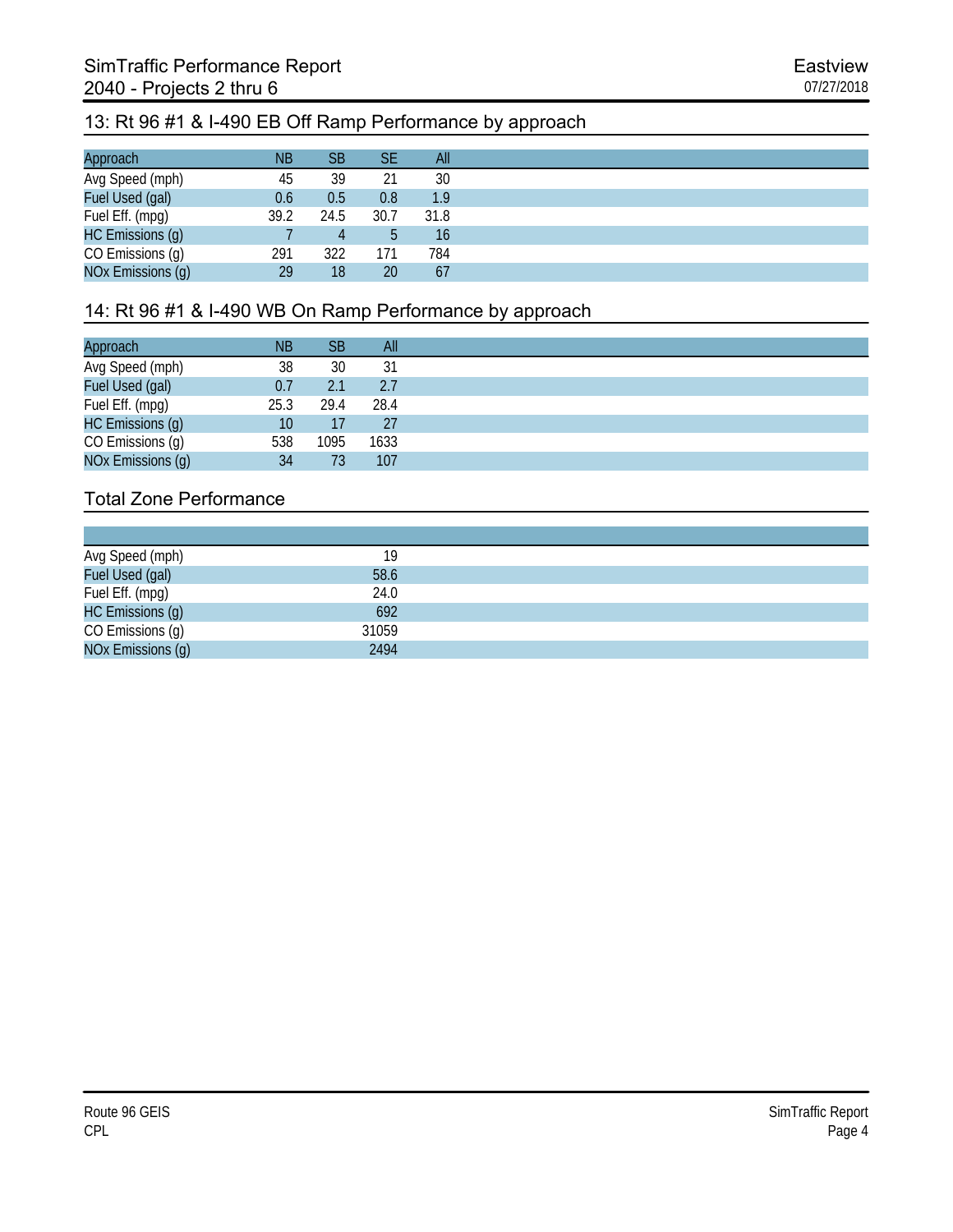## 13: Rt 96 #1 & I-490 EB Off Ramp Performance by approach

| Approach | NB | SB | SE | All |
|---|---|---|---|---|
| Avg Speed (mph) | 45 | 39 | 21 | 30 |
| Fuel Used (gal) | 0.6 | 0.5 | 0.8 | 1.9 |
| Fuel Eff. (mpg) | 39.2 | 24.5 | 30.7 | 31.8 |
| HC Emissions (g) | 7 | 4 | 5 | 16 |
| CO Emissions (g) | 291 | 322 | 171 | 784 |
| NOx Emissions (g) | 29 | 18 | 20 | 67 |

## 14: Rt 96 #1 & I-490 WB On Ramp Performance by approach

| Approach | NB | SB | All |
|---|---|---|---|
| Avg Speed (mph) | 38 | 30 | 31 |
| Fuel Used (gal) | 0.7 | 2.1 | 2.7 |
| Fuel Eff. (mpg) | 25.3 | 29.4 | 28.4 |
| HC Emissions (g) | 10 | 17 | 27 |
| CO Emissions (g) | 538 | 1095 | 1633 |
| NOx Emissions (g) | 34 | 73 | 107 |

## Total Zone Performance

| | |
|---|---|
| Avg Speed (mph) | 19 |
| Fuel Used (gal) | 58.6 |
| Fuel Eff. (mpg) | 24.0 |
| HC Emissions (g) | 692 |
| CO Emissions (g) | 31059 |
| NOx Emissions (g) | 2494 |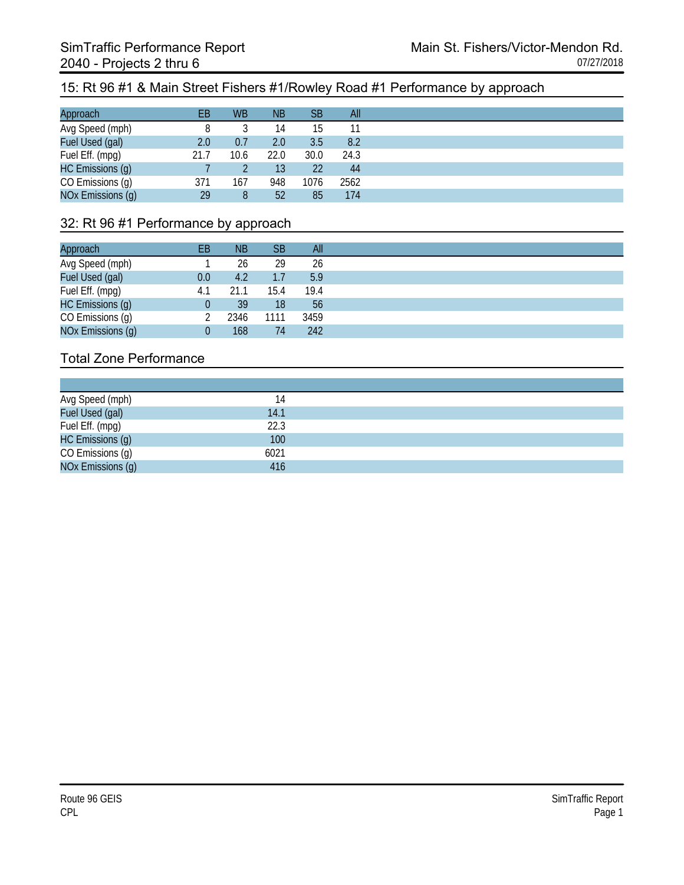# SimTraffic Performance Report
## 2040 - Projects 2 thru 6

Main St. Fishers/Victor-Mendon Rd.
07/27/2018

## 15: Rt 96 #1 & Main Street Fishers #1/Rowley Road #1 Performance by approach

| Approach | EB | WB | NB | SB | All |
|---|---|---|---|---|---|
| Avg Speed (mph) | 8 | 3 | 14 | 15 | 11 |
| Fuel Used (gal) | 2.0 | 0.7 | 2.0 | 3.5 | 8.2 |
| Fuel Eff. (mpg) | 21.7 | 10.6 | 22.0 | 30.0 | 24.3 |
| HC Emissions (g) | 7 | 2 | 13 | 22 | 44 |
| CO Emissions (g) | 371 | 167 | 948 | 1076 | 2562 |
| NOx Emissions (g) | 29 | 8 | 52 | 85 | 174 |

## 32: Rt 96 #1 Performance by approach

| Approach | EB | NB | SB | All |
|---|---|---|---|---|
| Avg Speed (mph) | 1 | 26 | 29 | 26 |
| Fuel Used (gal) | 0.0 | 4.2 | 1.7 | 5.9 |
| Fuel Eff. (mpg) | 4.1 | 21.1 | 15.4 | 19.4 |
| HC Emissions (g) | 0 | 39 | 18 | 56 |
| CO Emissions (g) | 2 | 2346 | 1111 | 3459 |
| NOx Emissions (g) | 0 | 168 | 74 | 242 |

## Total Zone Performance

| | |
|---|---|
| Avg Speed (mph) | 14 |
| Fuel Used (gal) | 14.1 |
| Fuel Eff. (mpg) | 22.3 |
| HC Emissions (g) | 100 |
| CO Emissions (g) | 6021 |
| NOx Emissions (g) | 416 |

Route 96 GEIS
CPL

SimTraffic Report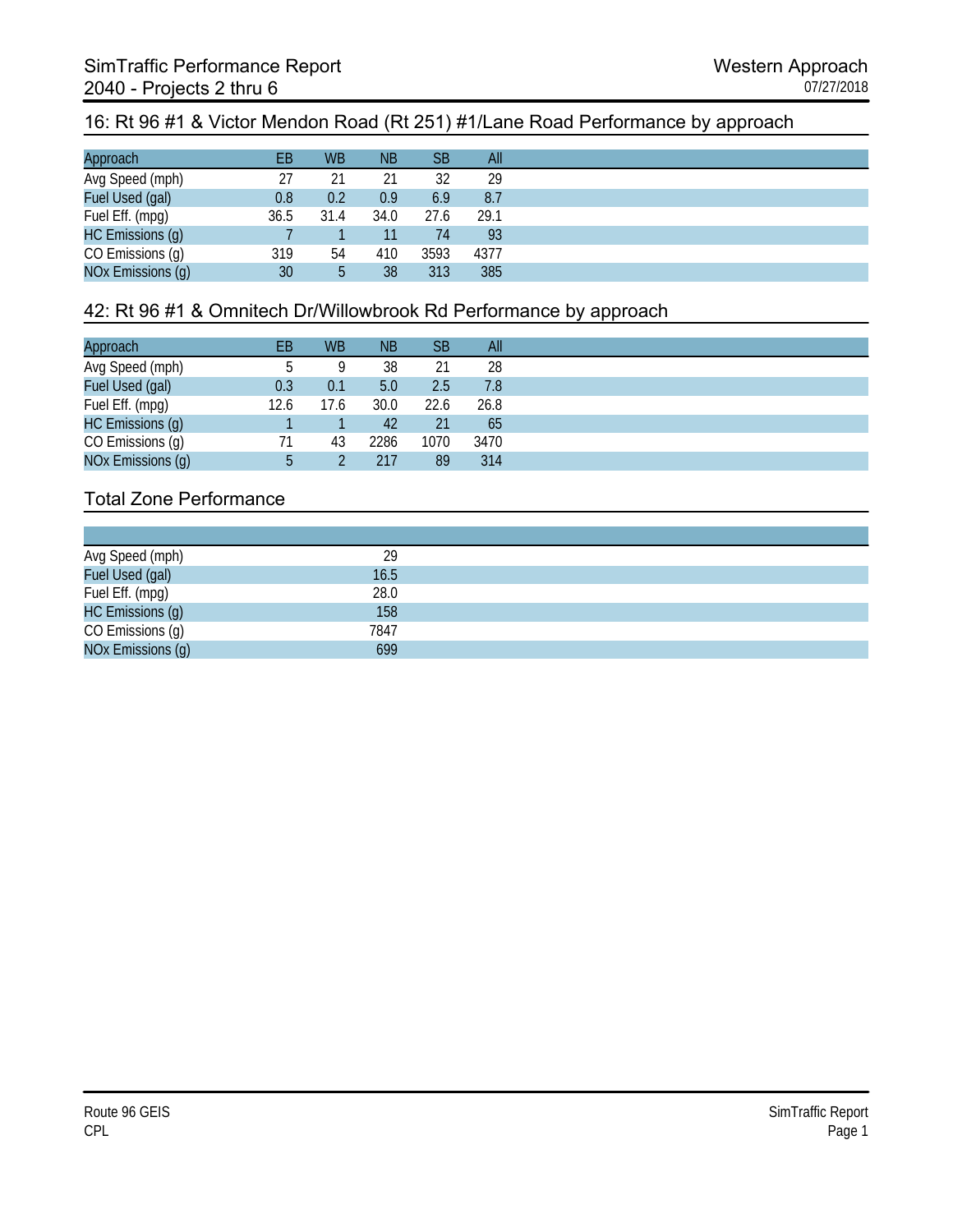SimTraffic Performance Report
2040 - Projects 2 thru 6

Western Approach
07/27/2018

## 16: Rt 96 #1 & Victor Mendon Road (Rt 251) #1/Lane Road Performance by approach

| Approach | EB | WB | NB | SB | All |
|---|---|---|---|---|---|
| Avg Speed (mph) | 27 | 21 | 21 | 32 | 29 |
| Fuel Used (gal) | 0.8 | 0.2 | 0.9 | 6.9 | 8.7 |
| Fuel Eff. (mpg) | 36.5 | 31.4 | 34.0 | 27.6 | 29.1 |
| HC Emissions (g) | 7 | 1 | 11 | 74 | 93 |
| CO Emissions (g) | 319 | 54 | 410 | 3593 | 4377 |
| NOx Emissions (g) | 30 | 5 | 38 | 313 | 385 |

## 42: Rt 96 #1 & Omnitech Dr/Willowbrook Rd Performance by approach

| Approach | EB | WB | NB | SB | All |
|---|---|---|---|---|---|
| Avg Speed (mph) | 5 | 9 | 38 | 21 | 28 |
| Fuel Used (gal) | 0.3 | 0.1 | 5.0 | 2.5 | 7.8 |
| Fuel Eff. (mpg) | 12.6 | 17.6 | 30.0 | 22.6 | 26.8 |
| HC Emissions (g) | 1 | 1 | 42 | 21 | 65 |
| CO Emissions (g) | 71 | 43 | 2286 | 1070 | 3470 |
| NOx Emissions (g) | 5 | 2 | 217 | 89 | 314 |

## Total Zone Performance

| | |
|---|---|
| Avg Speed (mph) | 29 |
| Fuel Used (gal) | 16.5 |
| Fuel Eff. (mpg) | 28.0 |
| HC Emissions (g) | 158 |
| CO Emissions (g) | 7847 |
| NOx Emissions (g) | 699 |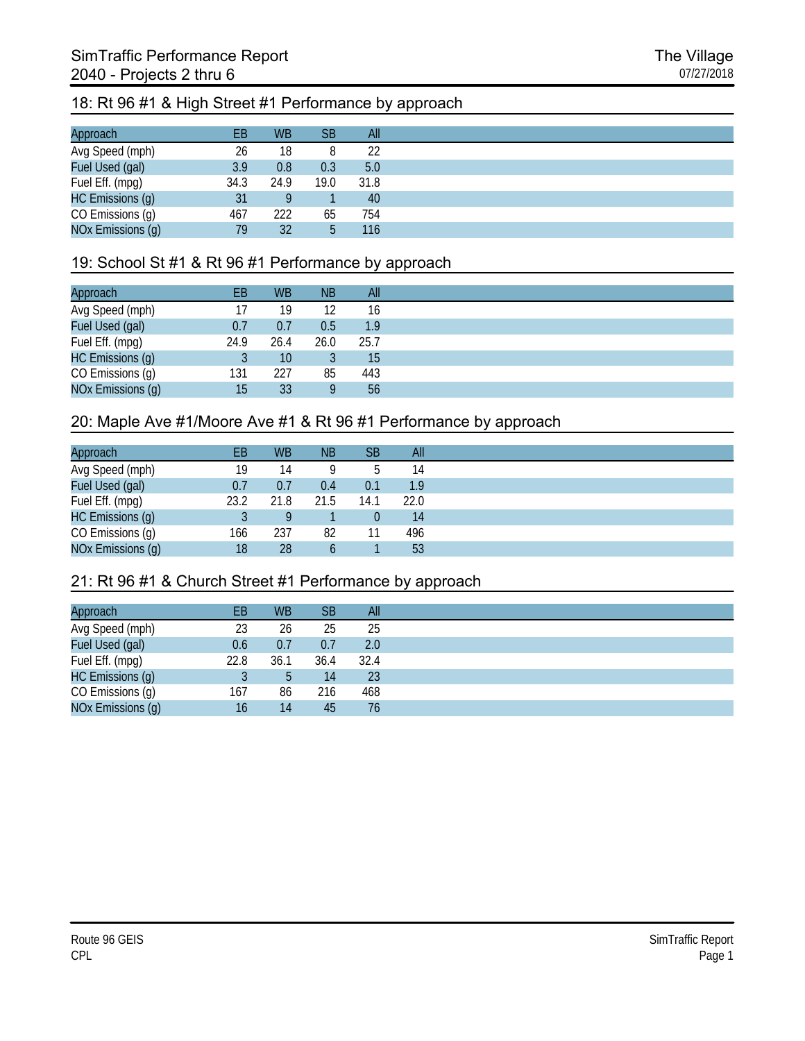# SimTraffic Performance Report
## 2040 - Projects 2 thru 6

The Village
07/27/2018

### 18: Rt 96 #1 & High Street #1 Performance by approach

| Approach | EB | WB | SB | All |
|---|---|---|---|---|
| Avg Speed (mph) | 26 | 18 | 8 | 22 |
| Fuel Used (gal) | 3.9 | 0.8 | 0.3 | 5.0 |
| Fuel Eff. (mpg) | 34.3 | 24.9 | 19.0 | 31.8 |
| HC Emissions (g) | 31 | 9 | 1 | 40 |
| CO Emissions (g) | 467 | 222 | 65 | 754 |
| NOx Emissions (g) | 79 | 32 | 5 | 116 |

### 19: School St #1 & Rt 96 #1 Performance by approach

| Approach | EB | WB | NB | All |
|---|---|---|---|---|
| Avg Speed (mph) | 17 | 19 | 12 | 16 |
| Fuel Used (gal) | 0.7 | 0.7 | 0.5 | 1.9 |
| Fuel Eff. (mpg) | 24.9 | 26.4 | 26.0 | 25.7 |
| HC Emissions (g) | 3 | 10 | 3 | 15 |
| CO Emissions (g) | 131 | 227 | 85 | 443 |
| NOx Emissions (g) | 15 | 33 | 9 | 56 |

### 20: Maple Ave #1/Moore Ave #1 & Rt 96 #1 Performance by approach

| Approach | EB | WB | NB | SB | All |
|---|---|---|---|---|---|
| Avg Speed (mph) | 19 | 14 | 9 | 5 | 14 |
| Fuel Used (gal) | 0.7 | 0.7 | 0.4 | 0.1 | 1.9 |
| Fuel Eff. (mpg) | 23.2 | 21.8 | 21.5 | 14.1 | 22.0 |
| HC Emissions (g) | 3 | 9 | 1 | 0 | 14 |
| CO Emissions (g) | 166 | 237 | 82 | 11 | 496 |
| NOx Emissions (g) | 18 | 28 | 6 | 1 | 53 |

### 21: Rt 96 #1 & Church Street #1 Performance by approach

| Approach | EB | WB | SB | All |
|---|---|---|---|---|
| Avg Speed (mph) | 23 | 26 | 25 | 25 |
| Fuel Used (gal) | 0.6 | 0.7 | 0.7 | 2.0 |
| Fuel Eff. (mpg) | 22.8 | 36.1 | 36.4 | 32.4 |
| HC Emissions (g) | 3 | 5 | 14 | 23 |
| CO Emissions (g) | 167 | 86 | 216 | 468 |
| NOx Emissions (g) | 16 | 14 | 45 | 76 |

Route 96 GEIS
CPL

SimTraffic Report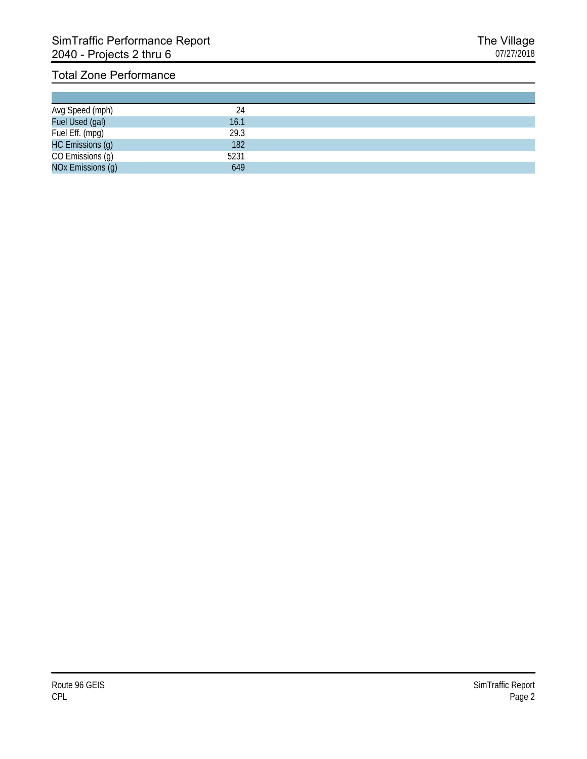# SimTraffic Performance Report
## 2040 - Projects 2 thru 6

The Village
07/27/2018

## Total Zone Performance

| | |
|---|---|
| Avg Speed (mph) | 24 |
| Fuel Used (gal) | 16.1 |
| Fuel Eff. (mpg) | 29.3 |
| HC Emissions (g) | 182 |
| CO Emissions (g) | 5231 |
| NOx Emissions (g) | 649 |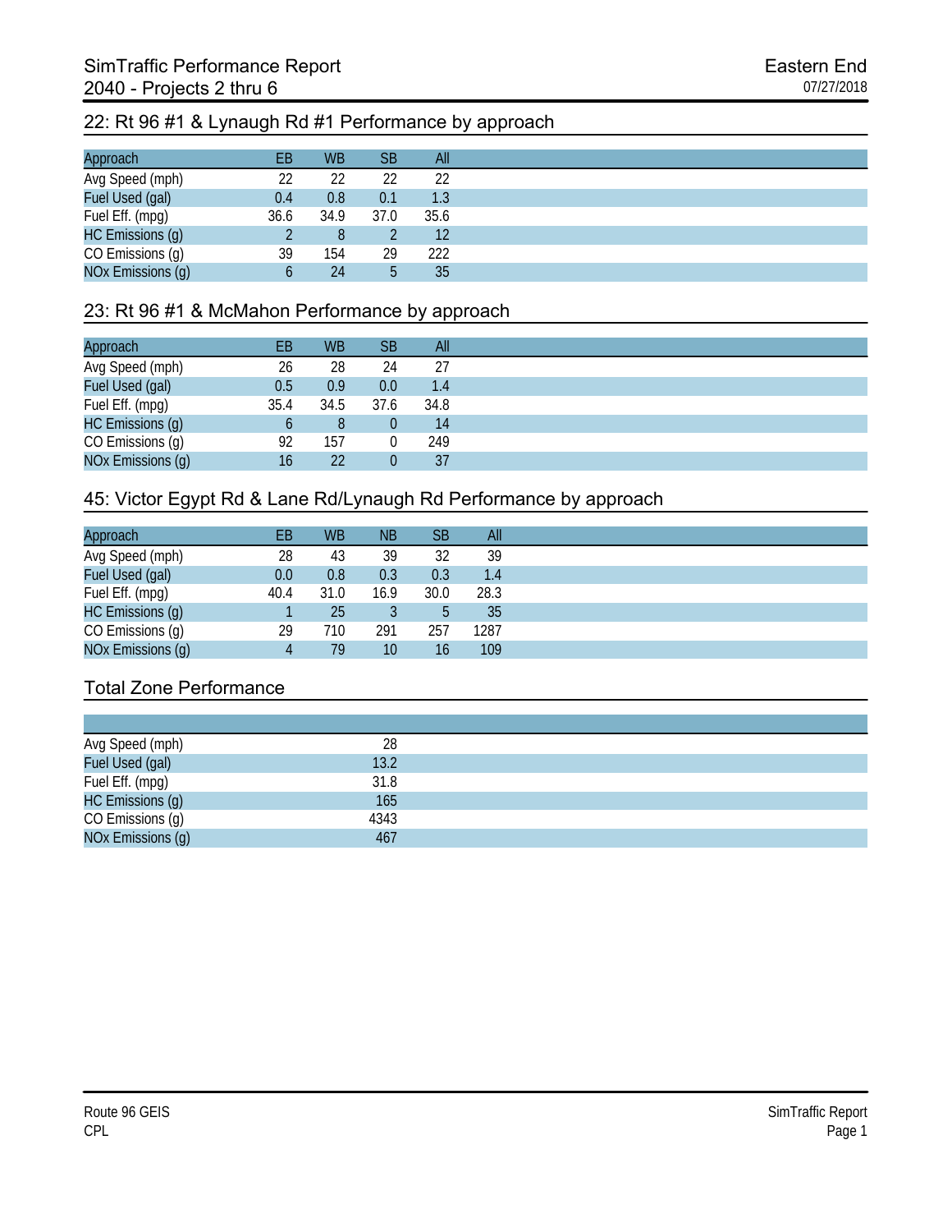# SimTraffic Performance Report
# 2040 - Projects 2 thru 6

Eastern End
07/27/2018

## 22: Rt 96 #1 & Lynaugh Rd #1 Performance by approach

| Approach | EB | WB | SB | All |
|---|---|---|---|---|
| Avg Speed (mph) | 22 | 22 | 22 | 22 |
| Fuel Used (gal) | 0.4 | 0.8 | 0.1 | 1.3 |
| Fuel Eff. (mpg) | 36.6 | 34.9 | 37.0 | 35.6 |
| HC Emissions (g) | 2 | 8 | 2 | 12 |
| CO Emissions (g) | 39 | 154 | 29 | 222 |
| NOx Emissions (g) | 6 | 24 | 5 | 35 |

## 23: Rt 96 #1 & McMahon Performance by approach

| Approach | EB | WB | SB | All |
|---|---|---|---|---|
| Avg Speed (mph) | 26 | 28 | 24 | 27 |
| Fuel Used (gal) | 0.5 | 0.9 | 0.0 | 1.4 |
| Fuel Eff. (mpg) | 35.4 | 34.5 | 37.6 | 34.8 |
| HC Emissions (g) | 6 | 8 | 0 | 14 |
| CO Emissions (g) | 92 | 157 | 0 | 249 |
| NOx Emissions (g) | 16 | 22 | 0 | 37 |

## 45: Victor Egypt Rd & Lane Rd/Lynaugh Rd Performance by approach

| Approach | EB | WB | NB | SB | All |
|---|---|---|---|---|---|
| Avg Speed (mph) | 28 | 43 | 39 | 32 | 39 |
| Fuel Used (gal) | 0.0 | 0.8 | 0.3 | 0.3 | 1.4 |
| Fuel Eff. (mpg) | 40.4 | 31.0 | 16.9 | 30.0 | 28.3 |
| HC Emissions (g) | 1 | 25 | 3 | 5 | 35 |
| CO Emissions (g) | 29 | 710 | 291 | 257 | 1287 |
| NOx Emissions (g) | 4 | 79 | 10 | 16 | 109 |

## Total Zone Performance

| | |
|---|---|
| Avg Speed (mph) | 28 |
| Fuel Used (gal) | 13.2 |
| Fuel Eff. (mpg) | 31.8 |
| HC Emissions (g) | 165 |
| CO Emissions (g) | 4343 |
| NOx Emissions (g) | 467 |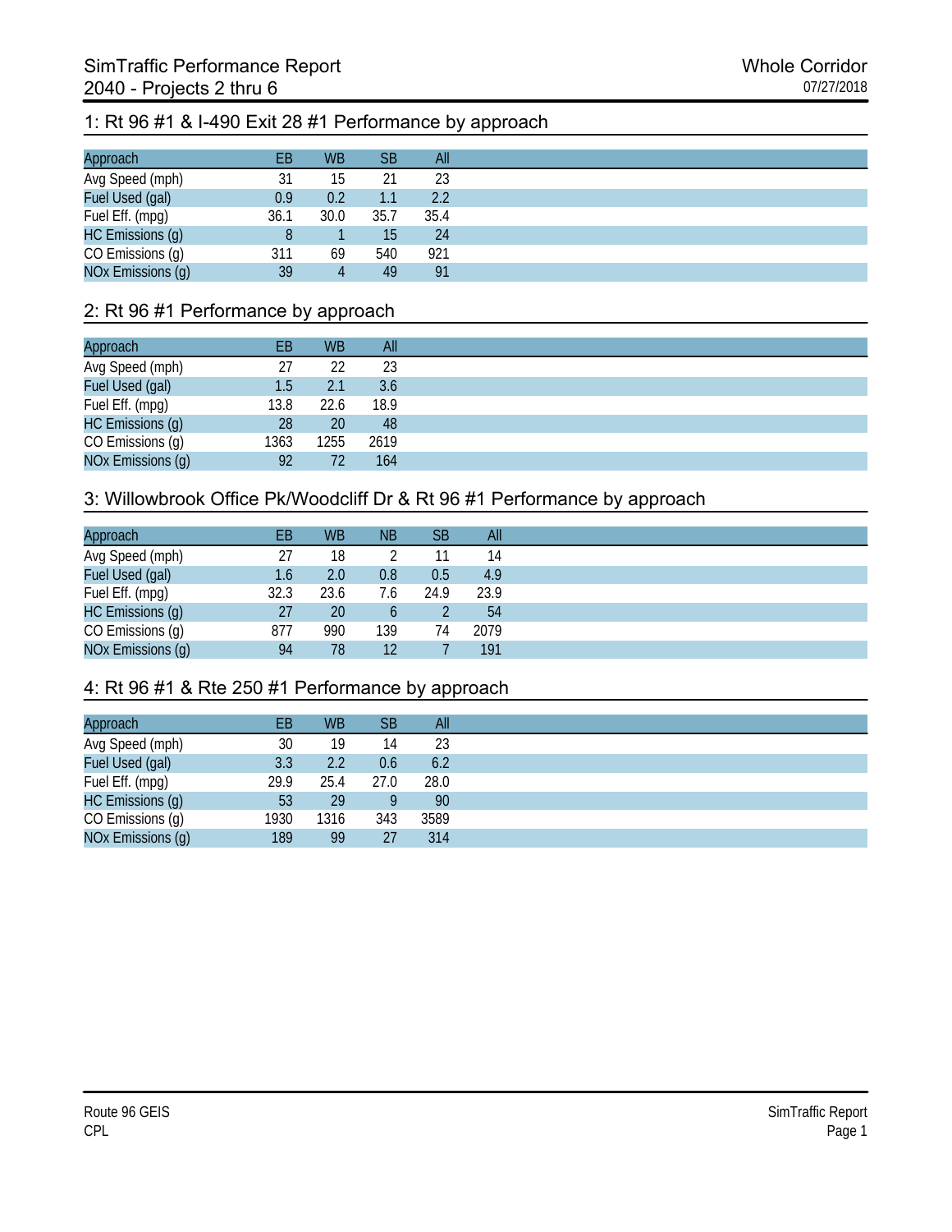# SimTraffic Performance Report
## 2040 - Projects 2 thru 6

Whole Corridor
07/27/2018

### 1: Rt 96 #1 & I-490 Exit 28 #1 Performance by approach

| Approach | EB | WB | SB | All |
|---|---|---|---|---|
| Avg Speed (mph) | 31 | 15 | 21 | 23 |
| Fuel Used (gal) | 0.9 | 0.2 | 1.1 | 2.2 |
| Fuel Eff. (mpg) | 36.1 | 30.0 | 35.7 | 35.4 |
| HC Emissions (g) | 8 | 1 | 15 | 24 |
| CO Emissions (g) | 311 | 69 | 540 | 921 |
| NOx Emissions (g) | 39 | 4 | 49 | 91 |

### 2: Rt 96 #1 Performance by approach

| Approach | EB | WB | All |
|---|---|---|---|
| Avg Speed (mph) | 27 | 22 | 23 |
| Fuel Used (gal) | 1.5 | 2.1 | 3.6 |
| Fuel Eff. (mpg) | 13.8 | 22.6 | 18.9 |
| HC Emissions (g) | 28 | 20 | 48 |
| CO Emissions (g) | 1363 | 1255 | 2619 |
| NOx Emissions (g) | 92 | 72 | 164 |

### 3: Willowbrook Office Pk/Woodcliff Dr & Rt 96 #1 Performance by approach

| Approach | EB | WB | NB | SB | All |
|---|---|---|---|---|---|
| Avg Speed (mph) | 27 | 18 | 2 | 11 | 14 |
| Fuel Used (gal) | 1.6 | 2.0 | 0.8 | 0.5 | 4.9 |
| Fuel Eff. (mpg) | 32.3 | 23.6 | 7.6 | 24.9 | 23.9 |
| HC Emissions (g) | 27 | 20 | 6 | 2 | 54 |
| CO Emissions (g) | 877 | 990 | 139 | 74 | 2079 |
| NOx Emissions (g) | 94 | 78 | 12 | 7 | 191 |

### 4: Rt 96 #1 & Rte 250 #1 Performance by approach

| Approach | EB | WB | SB | All |
|---|---|---|---|---|
| Avg Speed (mph) | 30 | 19 | 14 | 23 |
| Fuel Used (gal) | 3.3 | 2.2 | 0.6 | 6.2 |
| Fuel Eff. (mpg) | 29.9 | 25.4 | 27.0 | 28.0 |
| HC Emissions (g) | 53 | 29 | 9 | 90 |
| CO Emissions (g) | 1930 | 1316 | 343 | 3589 |
| NOx Emissions (g) | 189 | 99 | 27 | 314 |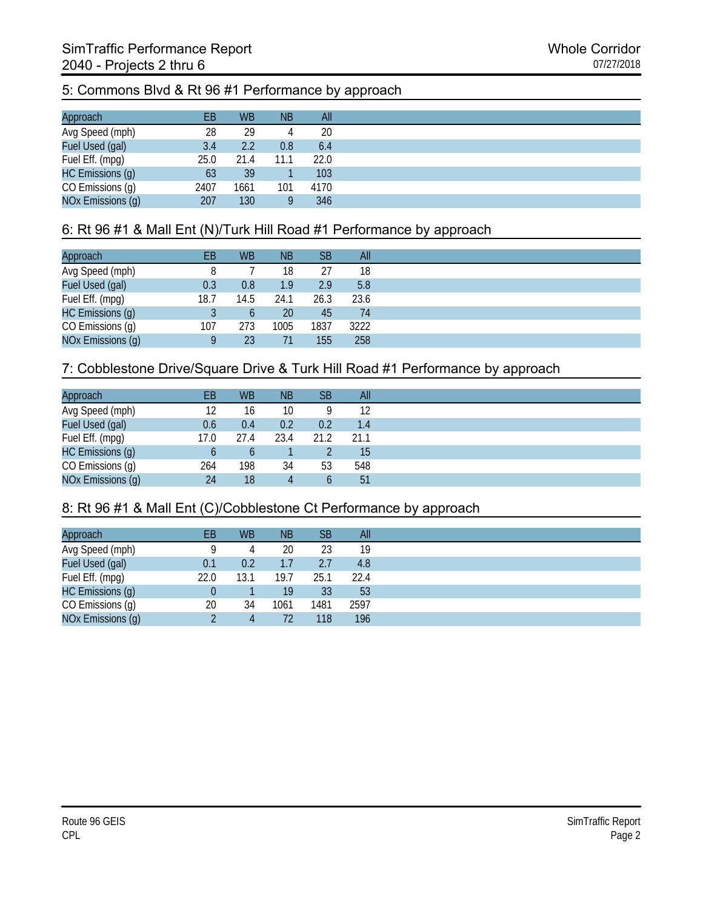## 5: Commons Blvd & Rt 96 #1 Performance by approach

| Approach | EB | WB | NB | All |
|---|---|---|---|---|
| Avg Speed (mph) | 28 | 29 | 4 | 20 |
| Fuel Used (gal) | 3.4 | 2.2 | 0.8 | 6.4 |
| Fuel Eff. (mpg) | 25.0 | 21.4 | 11.1 | 22.0 |
| HC Emissions (g) | 63 | 39 | 1 | 103 |
| CO Emissions (g) | 2407 | 1661 | 101 | 4170 |
| NOx Emissions (g) | 207 | 130 | 9 | 346 |

## 6: Rt 96 #1 & Mall Ent (N)/Turk Hill Road #1 Performance by approach

| Approach | EB | WB | NB | SB | All |
|---|---|---|---|---|---|
| Avg Speed (mph) | 8 | 7 | 18 | 27 | 18 |
| Fuel Used (gal) | 0.3 | 0.8 | 1.9 | 2.9 | 5.8 |
| Fuel Eff. (mpg) | 18.7 | 14.5 | 24.1 | 26.3 | 23.6 |
| HC Emissions (g) | 3 | 6 | 20 | 45 | 74 |
| CO Emissions (g) | 107 | 273 | 1005 | 1837 | 3222 |
| NOx Emissions (g) | 9 | 23 | 71 | 155 | 258 |

## 7: Cobblestone Drive/Square Drive & Turk Hill Road #1 Performance by approach

| Approach | EB | WB | NB | SB | All |
|---|---|---|---|---|---|
| Avg Speed (mph) | 12 | 16 | 10 | 9 | 12 |
| Fuel Used (gal) | 0.6 | 0.4 | 0.2 | 0.2 | 1.4 |
| Fuel Eff. (mpg) | 17.0 | 27.4 | 23.4 | 21.2 | 21.1 |
| HC Emissions (g) | 6 | 6 | 1 | 2 | 15 |
| CO Emissions (g) | 264 | 198 | 34 | 53 | 548 |
| NOx Emissions (g) | 24 | 18 | 4 | 6 | 51 |

## 8: Rt 96 #1 & Mall Ent (C)/Cobblestone Ct Performance by approach

| Approach | EB | WB | NB | SB | All |
|---|---|---|---|---|---|
| Avg Speed (mph) | 9 | 4 | 20 | 23 | 19 |
| Fuel Used (gal) | 0.1 | 0.2 | 1.7 | 2.7 | 4.8 |
| Fuel Eff. (mpg) | 22.0 | 13.1 | 19.7 | 25.1 | 22.4 |
| HC Emissions (g) | 0 | 1 | 19 | 33 | 53 |
| CO Emissions (g) | 20 | 34 | 1061 | 1481 | 2597 |
| NOx Emissions (g) | 2 | 4 | 72 | 118 | 196 |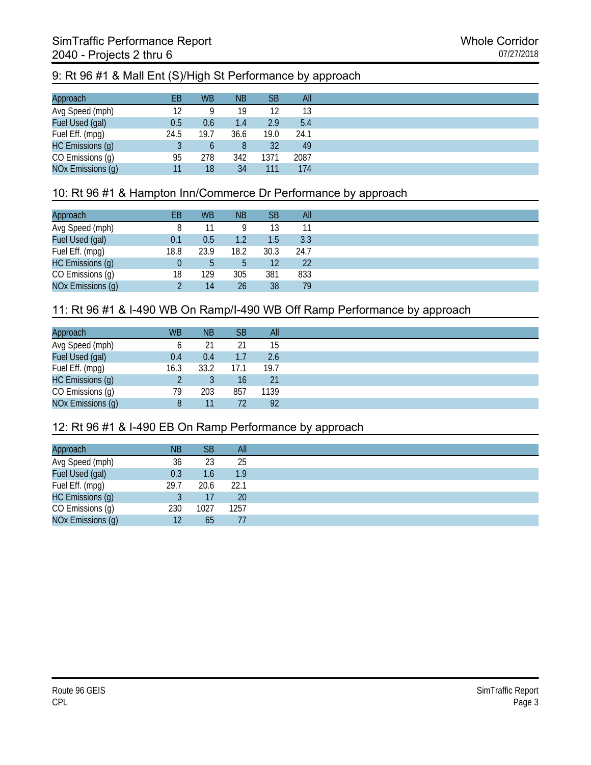## 9: Rt 96 #1 & Mall Ent (S)/High St Performance by approach

| Approach | EB | WB | NB | SB | All |
|---|---|---|---|---|---|
| Avg Speed (mph) | 12 | 9 | 19 | 12 | 13 |
| Fuel Used (gal) | 0.5 | 0.6 | 1.4 | 2.9 | 5.4 |
| Fuel Eff. (mpg) | 24.5 | 19.7 | 36.6 | 19.0 | 24.1 |
| HC Emissions (g) | 3 | 6 | 8 | 32 | 49 |
| CO Emissions (g) | 95 | 278 | 342 | 1371 | 2087 |
| NOx Emissions (g) | 11 | 18 | 34 | 111 | 174 |

## 10: Rt 96 #1 & Hampton Inn/Commerce Dr Performance by approach

| Approach | EB | WB | NB | SB | All |
|---|---|---|---|---|---|
| Avg Speed (mph) | 8 | 11 | 9 | 13 | 11 |
| Fuel Used (gal) | 0.1 | 0.5 | 1.2 | 1.5 | 3.3 |
| Fuel Eff. (mpg) | 18.8 | 23.9 | 18.2 | 30.3 | 24.7 |
| HC Emissions (g) | 0 | 5 | 5 | 12 | 22 |
| CO Emissions (g) | 18 | 129 | 305 | 381 | 833 |
| NOx Emissions (g) | 2 | 14 | 26 | 38 | 79 |

## 11: Rt 96 #1 & I-490 WB On Ramp/I-490 WB Off Ramp Performance by approach

| Approach | WB | NB | SB | All |
|---|---|---|---|---|
| Avg Speed (mph) | 6 | 21 | 21 | 15 |
| Fuel Used (gal) | 0.4 | 0.4 | 1.7 | 2.6 |
| Fuel Eff. (mpg) | 16.3 | 33.2 | 17.1 | 19.7 |
| HC Emissions (g) | 2 | 3 | 16 | 21 |
| CO Emissions (g) | 79 | 203 | 857 | 1139 |
| NOx Emissions (g) | 8 | 11 | 72 | 92 |

## 12: Rt 96 #1 & I-490 EB On Ramp Performance by approach

| Approach | NB | SB | All |
|---|---|---|---|
| Avg Speed (mph) | 36 | 23 | 25 |
| Fuel Used (gal) | 0.3 | 1.6 | 1.9 |
| Fuel Eff. (mpg) | 29.7 | 20.6 | 22.1 |
| HC Emissions (g) | 3 | 17 | 20 |
| CO Emissions (g) | 230 | 1027 | 1257 |
| NOx Emissions (g) | 12 | 65 | 77 |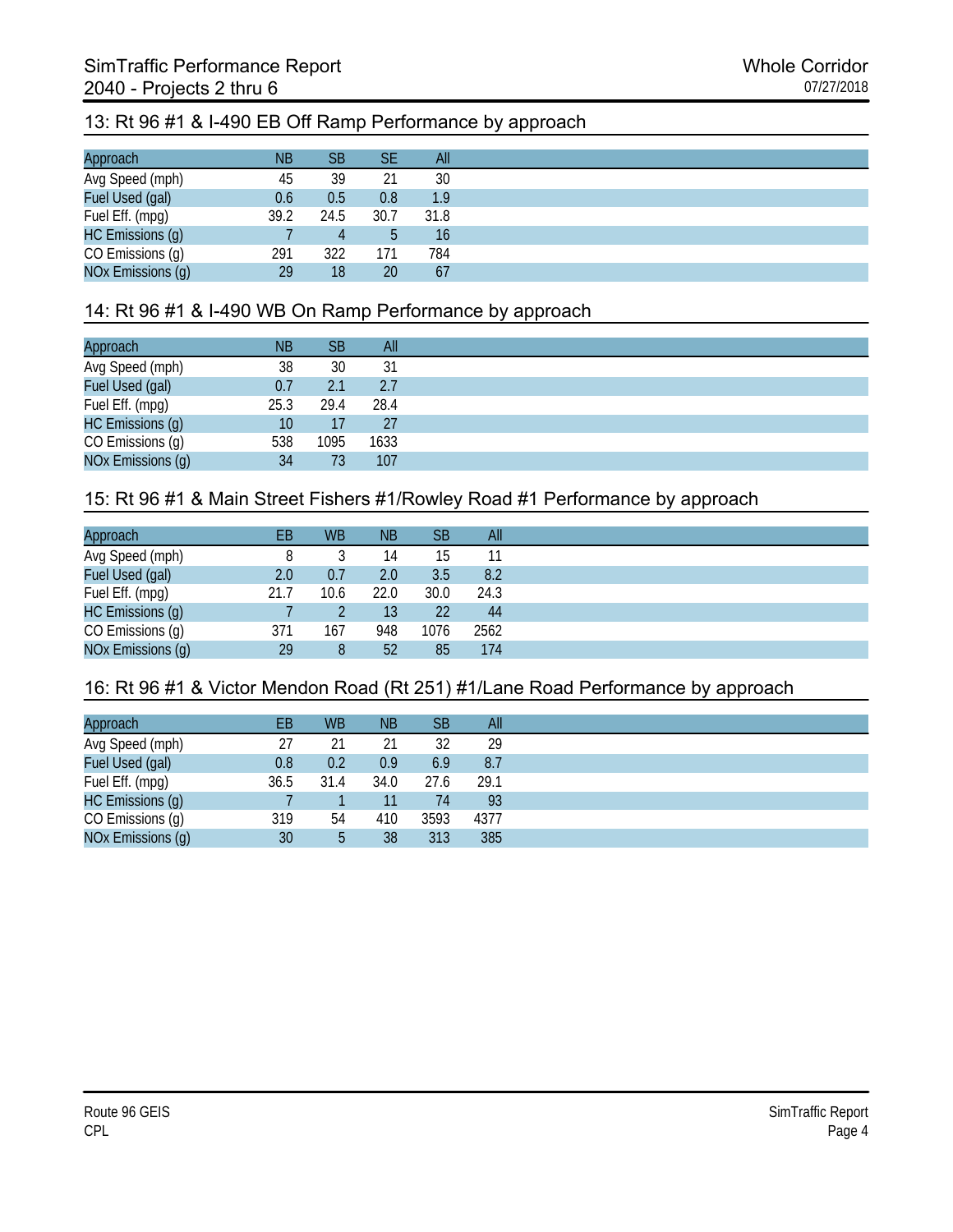## 13: Rt 96 #1 & I-490 EB Off Ramp Performance by approach

| Approach | NB | SB | SE | All |
|---|---|---|---|---|
| Avg Speed (mph) | 45 | 39 | 21 | 30 |
| Fuel Used (gal) | 0.6 | 0.5 | 0.8 | 1.9 |
| Fuel Eff. (mpg) | 39.2 | 24.5 | 30.7 | 31.8 |
| HC Emissions (g) | 7 | 4 | 5 | 16 |
| CO Emissions (g) | 291 | 322 | 171 | 784 |
| NOx Emissions (g) | 29 | 18 | 20 | 67 |

## 14: Rt 96 #1 & I-490 WB On Ramp Performance by approach

| Approach | NB | SB | All |
|---|---|---|---|
| Avg Speed (mph) | 38 | 30 | 31 |
| Fuel Used (gal) | 0.7 | 2.1 | 2.7 |
| Fuel Eff. (mpg) | 25.3 | 29.4 | 28.4 |
| HC Emissions (g) | 10 | 17 | 27 |
| CO Emissions (g) | 538 | 1095 | 1633 |
| NOx Emissions (g) | 34 | 73 | 107 |

## 15: Rt 96 #1 & Main Street Fishers #1/Rowley Road #1 Performance by approach

| Approach | EB | WB | NB | SB | All |
|---|---|---|---|---|---|
| Avg Speed (mph) | 8 | 3 | 14 | 15 | 11 |
| Fuel Used (gal) | 2.0 | 0.7 | 2.0 | 3.5 | 8.2 |
| Fuel Eff. (mpg) | 21.7 | 10.6 | 22.0 | 30.0 | 24.3 |
| HC Emissions (g) | 7 | 2 | 13 | 22 | 44 |
| CO Emissions (g) | 371 | 167 | 948 | 1076 | 2562 |
| NOx Emissions (g) | 29 | 8 | 52 | 85 | 174 |

## 16: Rt 96 #1 & Victor Mendon Road (Rt 251) #1/Lane Road Performance by approach

| Approach | EB | WB | NB | SB | All |
|---|---|---|---|---|---|
| Avg Speed (mph) | 27 | 21 | 21 | 32 | 29 |
| Fuel Used (gal) | 0.8 | 0.2 | 0.9 | 6.9 | 8.7 |
| Fuel Eff. (mpg) | 36.5 | 31.4 | 34.0 | 27.6 | 29.1 |
| HC Emissions (g) | 7 | 1 | 11 | 74 | 93 |
| CO Emissions (g) | 319 | 54 | 410 | 3593 | 4377 |
| NOx Emissions (g) | 30 | 5 | 38 | 313 | 385 |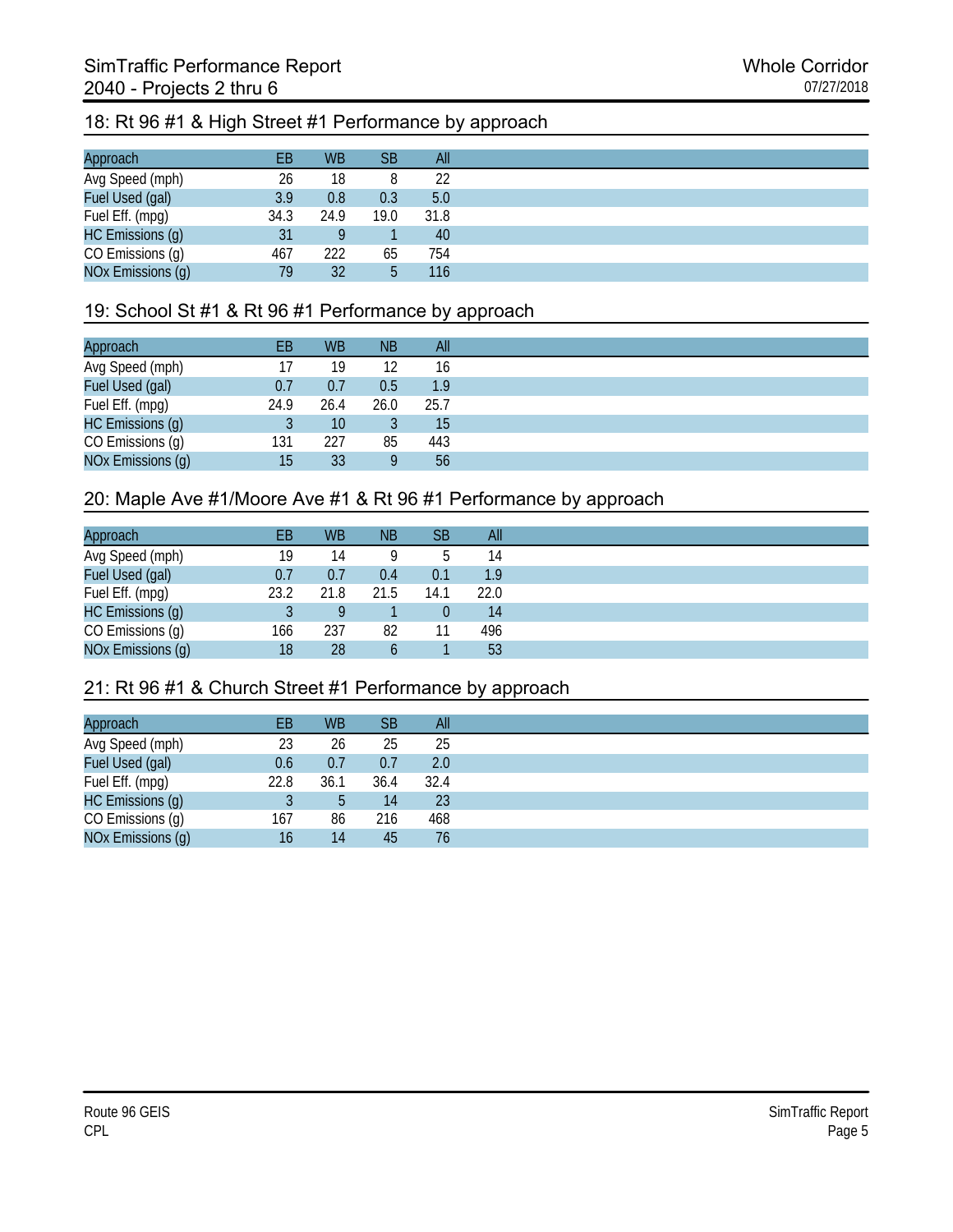## 18: Rt 96 #1 & High Street #1 Performance by approach

| Approach | EB | WB | SB | All |
|---|---|---|---|---|
| Avg Speed (mph) | 26 | 18 | 8 | 22 |
| Fuel Used (gal) | 3.9 | 0.8 | 0.3 | 5.0 |
| Fuel Eff. (mpg) | 34.3 | 24.9 | 19.0 | 31.8 |
| HC Emissions (g) | 31 | 9 | 1 | 40 |
| CO Emissions (g) | 467 | 222 | 65 | 754 |
| NOx Emissions (g) | 79 | 32 | 5 | 116 |

## 19: School St #1 & Rt 96 #1 Performance by approach

| Approach | EB | WB | NB | All |
|---|---|---|---|---|
| Avg Speed (mph) | 17 | 19 | 12 | 16 |
| Fuel Used (gal) | 0.7 | 0.7 | 0.5 | 1.9 |
| Fuel Eff. (mpg) | 24.9 | 26.4 | 26.0 | 25.7 |
| HC Emissions (g) | 3 | 10 | 3 | 15 |
| CO Emissions (g) | 131 | 227 | 85 | 443 |
| NOx Emissions (g) | 15 | 33 | 9 | 56 |

## 20: Maple Ave #1/Moore Ave #1 & Rt 96 #1 Performance by approach

| Approach | EB | WB | NB | SB | All |
|---|---|---|---|---|---|
| Avg Speed (mph) | 19 | 14 | 9 | 5 | 14 |
| Fuel Used (gal) | 0.7 | 0.7 | 0.4 | 0.1 | 1.9 |
| Fuel Eff. (mpg) | 23.2 | 21.8 | 21.5 | 14.1 | 22.0 |
| HC Emissions (g) | 3 | 9 | 1 | 0 | 14 |
| CO Emissions (g) | 166 | 237 | 82 | 11 | 496 |
| NOx Emissions (g) | 18 | 28 | 6 | 1 | 53 |

## 21: Rt 96 #1 & Church Street #1 Performance by approach

| Approach | EB | WB | SB | All |
|---|---|---|---|---|
| Avg Speed (mph) | 23 | 26 | 25 | 25 |
| Fuel Used (gal) | 0.6 | 0.7 | 0.7 | 2.0 |
| Fuel Eff. (mpg) | 22.8 | 36.1 | 36.4 | 32.4 |
| HC Emissions (g) | 3 | 5 | 14 | 23 |
| CO Emissions (g) | 167 | 86 | 216 | 468 |
| NOx Emissions (g) | 16 | 14 | 45 | 76 |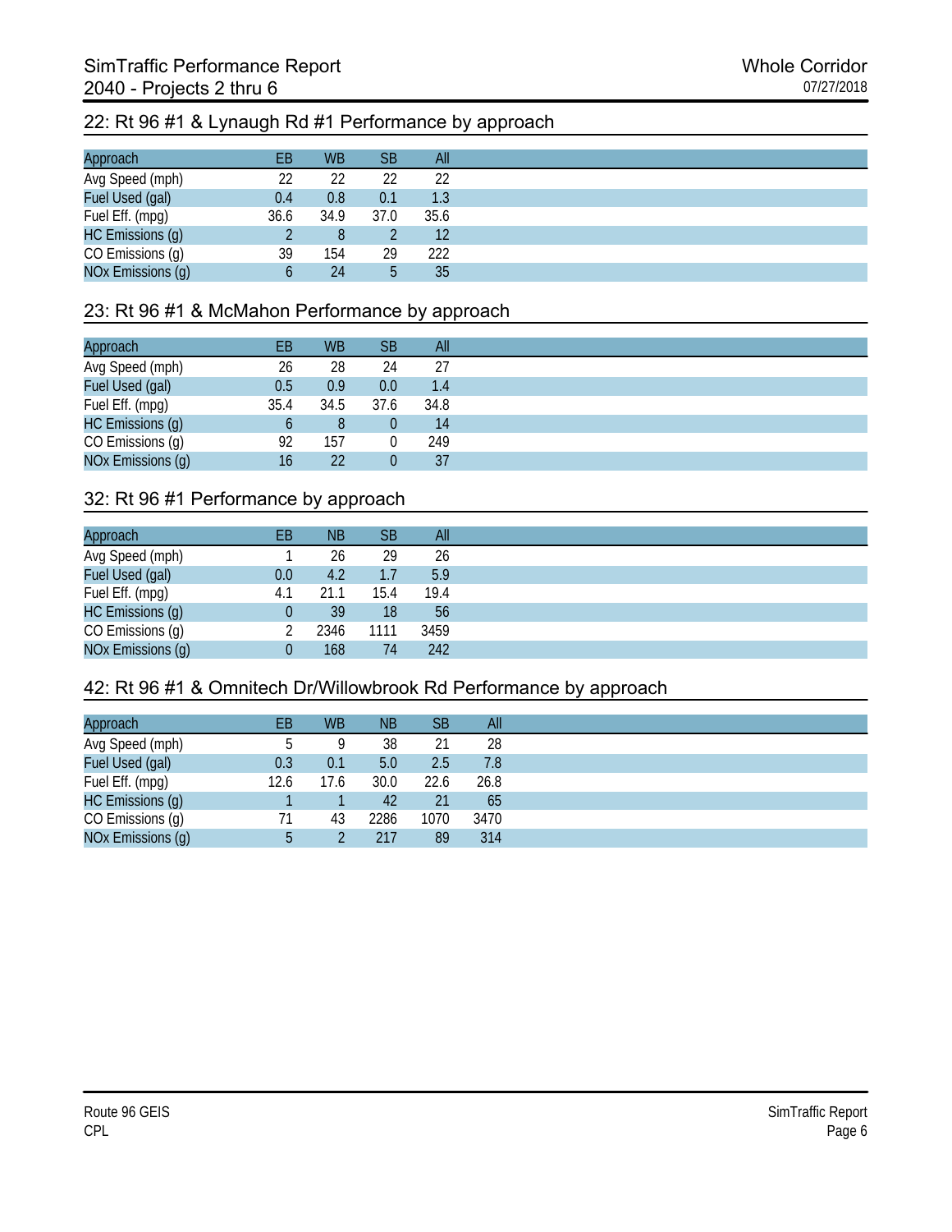# SimTraffic Performance Report
## 2040 - Projects 2 thru 6

Whole Corridor
07/27/2018

### 22: Rt 96 #1 & Lynaugh Rd #1 Performance by approach

| Approach | EB | WB | SB | All |
|---|---|---|---|---|
| Avg Speed (mph) | 22 | 22 | 22 | 22 |
| Fuel Used (gal) | 0.4 | 0.8 | 0.1 | 1.3 |
| Fuel Eff. (mpg) | 36.6 | 34.9 | 37.0 | 35.6 |
| HC Emissions (g) | 2 | 8 | 2 | 12 |
| CO Emissions (g) | 39 | 154 | 29 | 222 |
| NOx Emissions (g) | 6 | 24 | 5 | 35 |

### 23: Rt 96 #1 & McMahon Performance by approach

| Approach | EB | WB | SB | All |
|---|---|---|---|---|
| Avg Speed (mph) | 26 | 28 | 24 | 27 |
| Fuel Used (gal) | 0.5 | 0.9 | 0.0 | 1.4 |
| Fuel Eff. (mpg) | 35.4 | 34.5 | 37.6 | 34.8 |
| HC Emissions (g) | 6 | 8 | 0 | 14 |
| CO Emissions (g) | 92 | 157 | 0 | 249 |
| NOx Emissions (g) | 16 | 22 | 0 | 37 |

### 32: Rt 96 #1 Performance by approach

| Approach | EB | NB | SB | All |
|---|---|---|---|---|
| Avg Speed (mph) | 1 | 26 | 29 | 26 |
| Fuel Used (gal) | 0.0 | 4.2 | 1.7 | 5.9 |
| Fuel Eff. (mpg) | 4.1 | 21.1 | 15.4 | 19.4 |
| HC Emissions (g) | 0 | 39 | 18 | 56 |
| CO Emissions (g) | 2 | 2346 | 1111 | 3459 |
| NOx Emissions (g) | 0 | 168 | 74 | 242 |

### 42: Rt 96 #1 & Omnitech Dr/Willowbrook Rd Performance by approach

| Approach | EB | WB | NB | SB | All |
|---|---|---|---|---|---|
| Avg Speed (mph) | 5 | 9 | 38 | 21 | 28 |
| Fuel Used (gal) | 0.3 | 0.1 | 5.0 | 2.5 | 7.8 |
| Fuel Eff. (mpg) | 12.6 | 17.6 | 30.0 | 22.6 | 26.8 |
| HC Emissions (g) | 1 | 1 | 42 | 21 | 65 |
| CO Emissions (g) | 71 | 43 | 2286 | 1070 | 3470 |
| NOx Emissions (g) | 5 | 2 | 217 | 89 | 314 |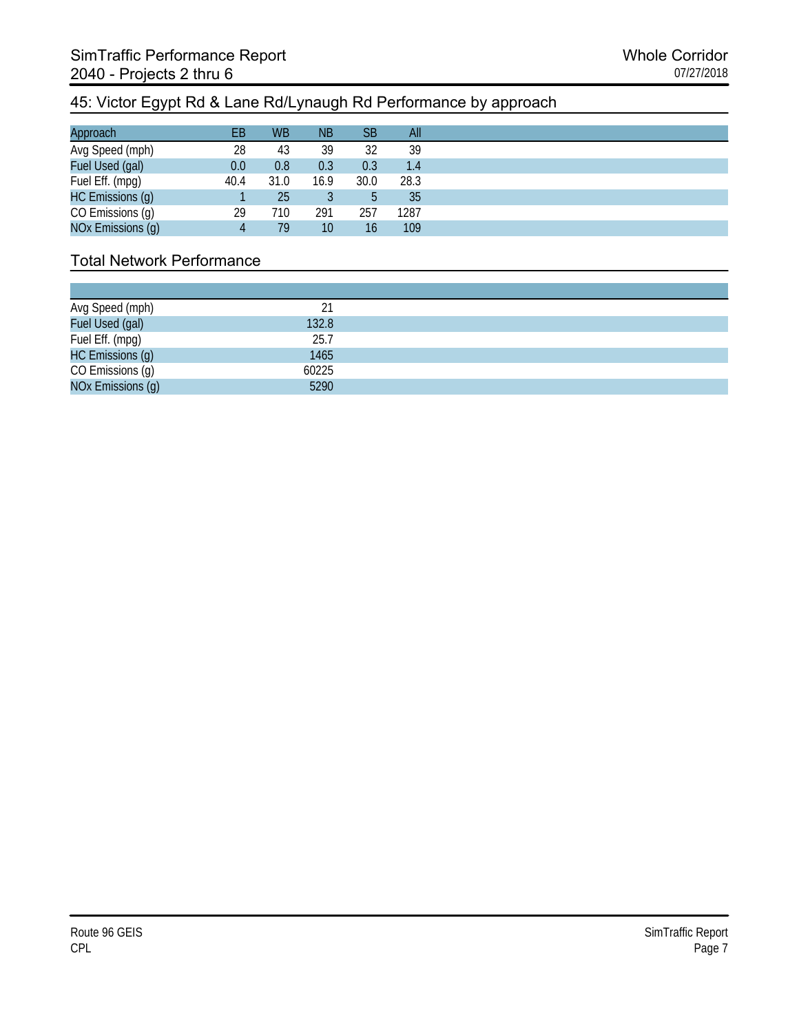## 45: Victor Egypt Rd & Lane Rd/Lynaugh Rd Performance by approach

| Approach | EB | WB | NB | SB | All |
|---|---|---|---|---|---|
| Avg Speed (mph) | 28 | 43 | 39 | 32 | 39 |
| Fuel Used (gal) | 0.0 | 0.8 | 0.3 | 0.3 | 1.4 |
| Fuel Eff. (mpg) | 40.4 | 31.0 | 16.9 | 30.0 | 28.3 |
| HC Emissions (g) | 1 | 25 | 3 | 5 | 35 |
| CO Emissions (g) | 29 | 710 | 291 | 257 | 1287 |
| NOx Emissions (g) | 4 | 79 | 10 | 16 | 109 |

## Total Network Performance

| | |
|---|---|
| Avg Speed (mph) | 21 |
| Fuel Used (gal) | 132.8 |
| Fuel Eff. (mpg) | 25.7 |
| HC Emissions (g) | 1465 |
| CO Emissions (g) | 60225 |
| NOx Emissions (g) | 5290 |